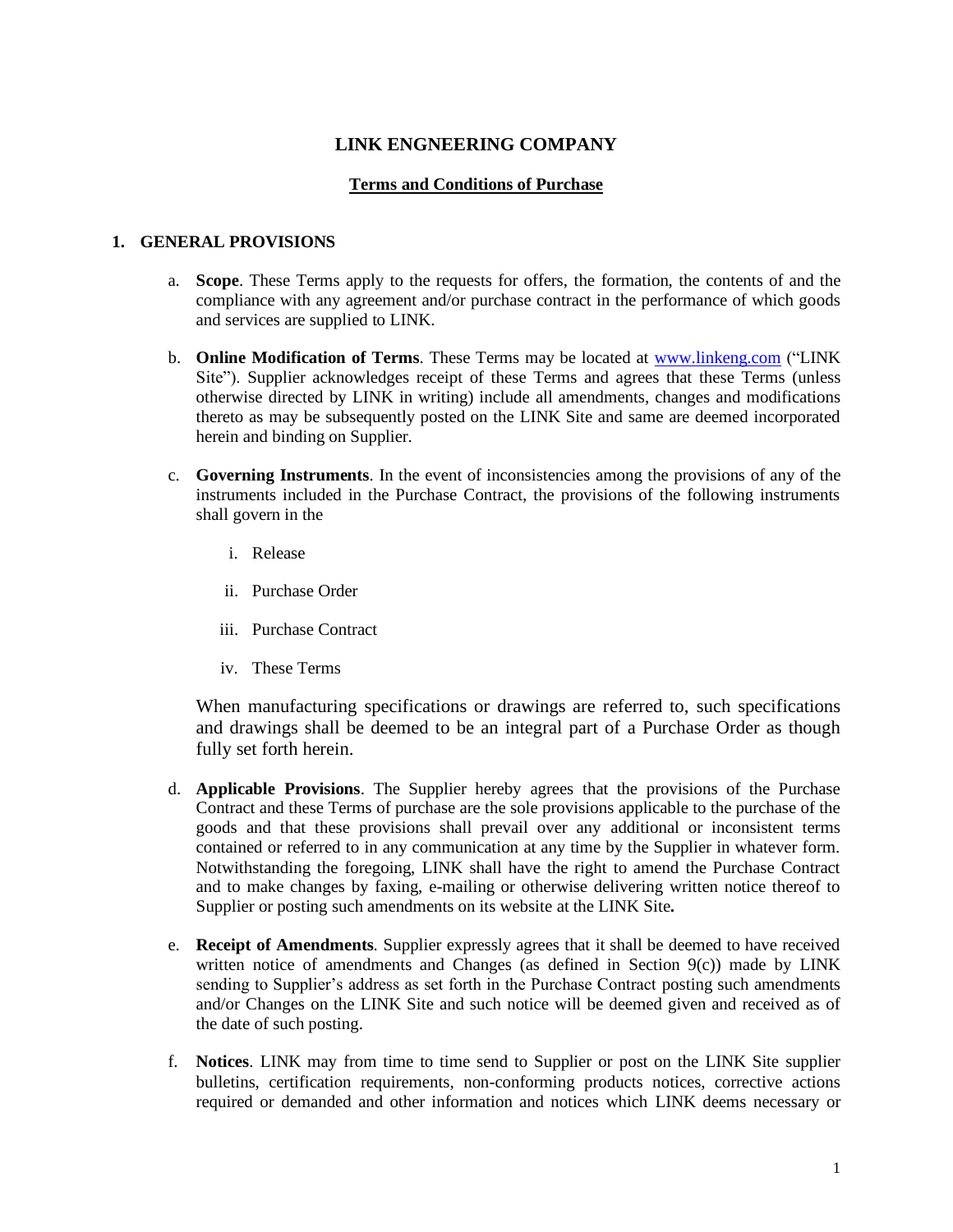# LINK ENGNEERING COMPANY

## Terms and Conditions of Purchase

### 1. GENERAL PROVISIONS

a. **Scope**. These Terms apply to the requests for offers, the formation, the contents of and the compliance with any agreement and/or purchase contract in the performance of which goods and services are supplied to LINK.

b. **Online Modification of Terms**. These Terms may be located at www.linkeng.com ("LINK Site"). Supplier acknowledges receipt of these Terms and agrees that these Terms (unless otherwise directed by LINK in writing) include all amendments, changes and modifications thereto as may be subsequently posted on the LINK Site and same are deemed incorporated herein and binding on Supplier.

c. **Governing Instruments**. In the event of inconsistencies among the provisions of any of the instruments included in the Purchase Contract, the provisions of the following instruments shall govern in the

   i. Release

   ii. Purchase Order

   iii. Purchase Contract

   iv. These Terms

   When manufacturing specifications or drawings are referred to, such specifications and drawings shall be deemed to be an integral part of a Purchase Order as though fully set forth herein.

d. **Applicable Provisions**. The Supplier hereby agrees that the provisions of the Purchase Contract and these Terms of purchase are the sole provisions applicable to the purchase of the goods and that these provisions shall prevail over any additional or inconsistent terms contained or referred to in any communication at any time by the Supplier in whatever form. Notwithstanding the foregoing, LINK shall have the right to amend the Purchase Contract and to make changes by faxing, e-mailing or otherwise delivering written notice thereof to Supplier or posting such amendments on its website at the LINK Site**.**

e. **Receipt of Amendments**. Supplier expressly agrees that it shall be deemed to have received written notice of amendments and Changes (as defined in Section 9(c)) made by LINK sending to Supplier's address as set forth in the Purchase Contract posting such amendments and/or Changes on the LINK Site and such notice will be deemed given and received as of the date of such posting.

f. **Notices**. LINK may from time to time send to Supplier or post on the LINK Site supplier bulletins, certification requirements, non-conforming products notices, corrective actions required or demanded and other information and notices which LINK deems necessary or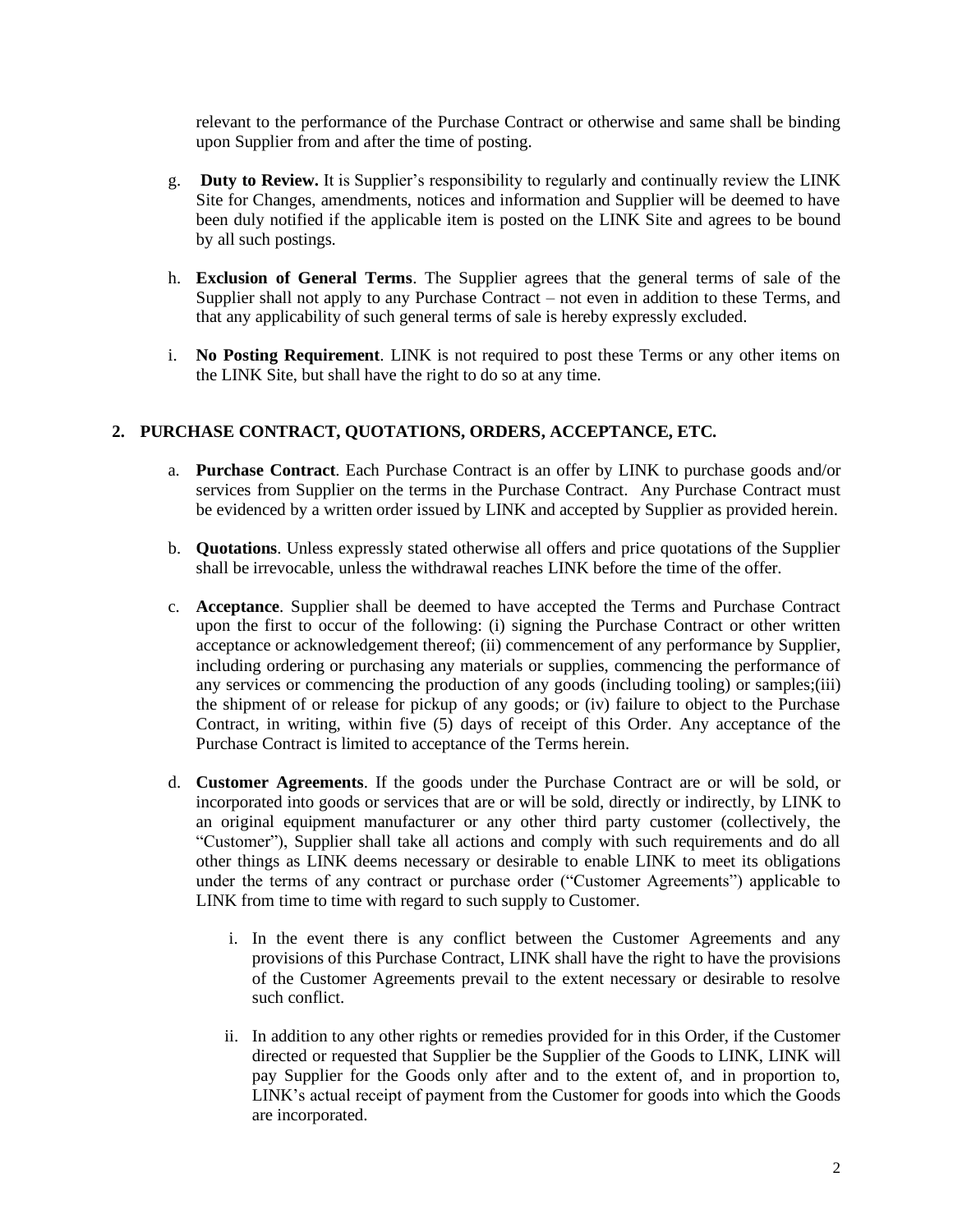relevant to the performance of the Purchase Contract or otherwise and same shall be binding upon Supplier from and after the time of posting.

g. **Duty to Review.** It is Supplier's responsibility to regularly and continually review the LINK Site for Changes, amendments, notices and information and Supplier will be deemed to have been duly notified if the applicable item is posted on the LINK Site and agrees to be bound by all such postings.

h. **Exclusion of General Terms**. The Supplier agrees that the general terms of sale of the Supplier shall not apply to any Purchase Contract – not even in addition to these Terms, and that any applicability of such general terms of sale is hereby expressly excluded.

i. **No Posting Requirement**. LINK is not required to post these Terms or any other items on the LINK Site, but shall have the right to do so at any time.

## 2. PURCHASE CONTRACT, QUOTATIONS, ORDERS, ACCEPTANCE, ETC.

a. **Purchase Contract**. Each Purchase Contract is an offer by LINK to purchase goods and/or services from Supplier on the terms in the Purchase Contract. Any Purchase Contract must be evidenced by a written order issued by LINK and accepted by Supplier as provided herein.

b. **Quotations**. Unless expressly stated otherwise all offers and price quotations of the Supplier shall be irrevocable, unless the withdrawal reaches LINK before the time of the offer.

c. **Acceptance**. Supplier shall be deemed to have accepted the Terms and Purchase Contract upon the first to occur of the following: (i) signing the Purchase Contract or other written acceptance or acknowledgement thereof; (ii) commencement of any performance by Supplier, including ordering or purchasing any materials or supplies, commencing the performance of any services or commencing the production of any goods (including tooling) or samples;(iii) the shipment of or release for pickup of any goods; or (iv) failure to object to the Purchase Contract, in writing, within five (5) days of receipt of this Order. Any acceptance of the Purchase Contract is limited to acceptance of the Terms herein.

d. **Customer Agreements**. If the goods under the Purchase Contract are or will be sold, or incorporated into goods or services that are or will be sold, directly or indirectly, by LINK to an original equipment manufacturer or any other third party customer (collectively, the "Customer"), Supplier shall take all actions and comply with such requirements and do all other things as LINK deems necessary or desirable to enable LINK to meet its obligations under the terms of any contract or purchase order ("Customer Agreements") applicable to LINK from time to time with regard to such supply to Customer.

   i. In the event there is any conflict between the Customer Agreements and any provisions of this Purchase Contract, LINK shall have the right to have the provisions of the Customer Agreements prevail to the extent necessary or desirable to resolve such conflict.

   ii. In addition to any other rights or remedies provided for in this Order, if the Customer directed or requested that Supplier be the Supplier of the Goods to LINK, LINK will pay Supplier for the Goods only after and to the extent of, and in proportion to, LINK's actual receipt of payment from the Customer for goods into which the Goods are incorporated.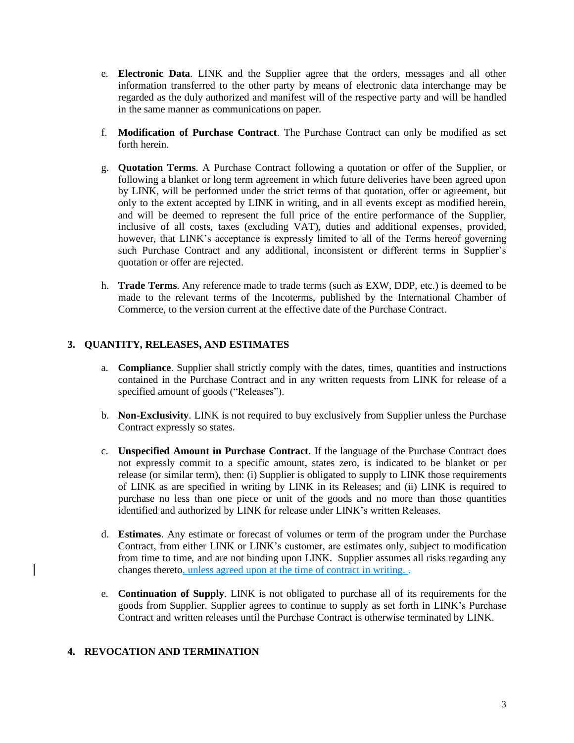e. **Electronic Data**. LINK and the Supplier agree that the orders, messages and all other information transferred to the other party by means of electronic data interchange may be regarded as the duly authorized and manifest will of the respective party and will be handled in the same manner as communications on paper.

f. **Modification of Purchase Contract**. The Purchase Contract can only be modified as set forth herein.

g. **Quotation Terms**. A Purchase Contract following a quotation or offer of the Supplier, or following a blanket or long term agreement in which future deliveries have been agreed upon by LINK, will be performed under the strict terms of that quotation, offer or agreement, but only to the extent accepted by LINK in writing, and in all events except as modified herein, and will be deemed to represent the full price of the entire performance of the Supplier, inclusive of all costs, taxes (excluding VAT), duties and additional expenses, provided, however, that LINK's acceptance is expressly limited to all of the Terms hereof governing such Purchase Contract and any additional, inconsistent or different terms in Supplier's quotation or offer are rejected.

h. **Trade Terms**. Any reference made to trade terms (such as EXW, DDP, etc.) is deemed to be made to the relevant terms of the Incoterms, published by the International Chamber of Commerce, to the version current at the effective date of the Purchase Contract.

## 3. QUANTITY, RELEASES, AND ESTIMATES

a. **Compliance**. Supplier shall strictly comply with the dates, times, quantities and instructions contained in the Purchase Contract and in any written requests from LINK for release of a specified amount of goods ("Releases").

b. **Non-Exclusivity**. LINK is not required to buy exclusively from Supplier unless the Purchase Contract expressly so states.

c. **Unspecified Amount in Purchase Contract**. If the language of the Purchase Contract does not expressly commit to a specific amount, states zero, is indicated to be blanket or per release (or similar term), then: (i) Supplier is obligated to supply to LINK those requirements of LINK as are specified in writing by LINK in its Releases; and (ii) LINK is required to purchase no less than one piece or unit of the goods and no more than those quantities identified and authorized by LINK for release under LINK's written Releases.

d. **Estimates**. Any estimate or forecast of volumes or term of the program under the Purchase Contract, from either LINK or LINK's customer, are estimates only, subject to modification from time to time, and are not binding upon LINK. Supplier assumes all risks regarding any changes thereto, unless agreed upon at the time of contract in writing.

e. **Continuation of Supply**. LINK is not obligated to purchase all of its requirements for the goods from Supplier. Supplier agrees to continue to supply as set forth in LINK's Purchase Contract and written releases until the Purchase Contract is otherwise terminated by LINK.

## 4. REVOCATION AND TERMINATION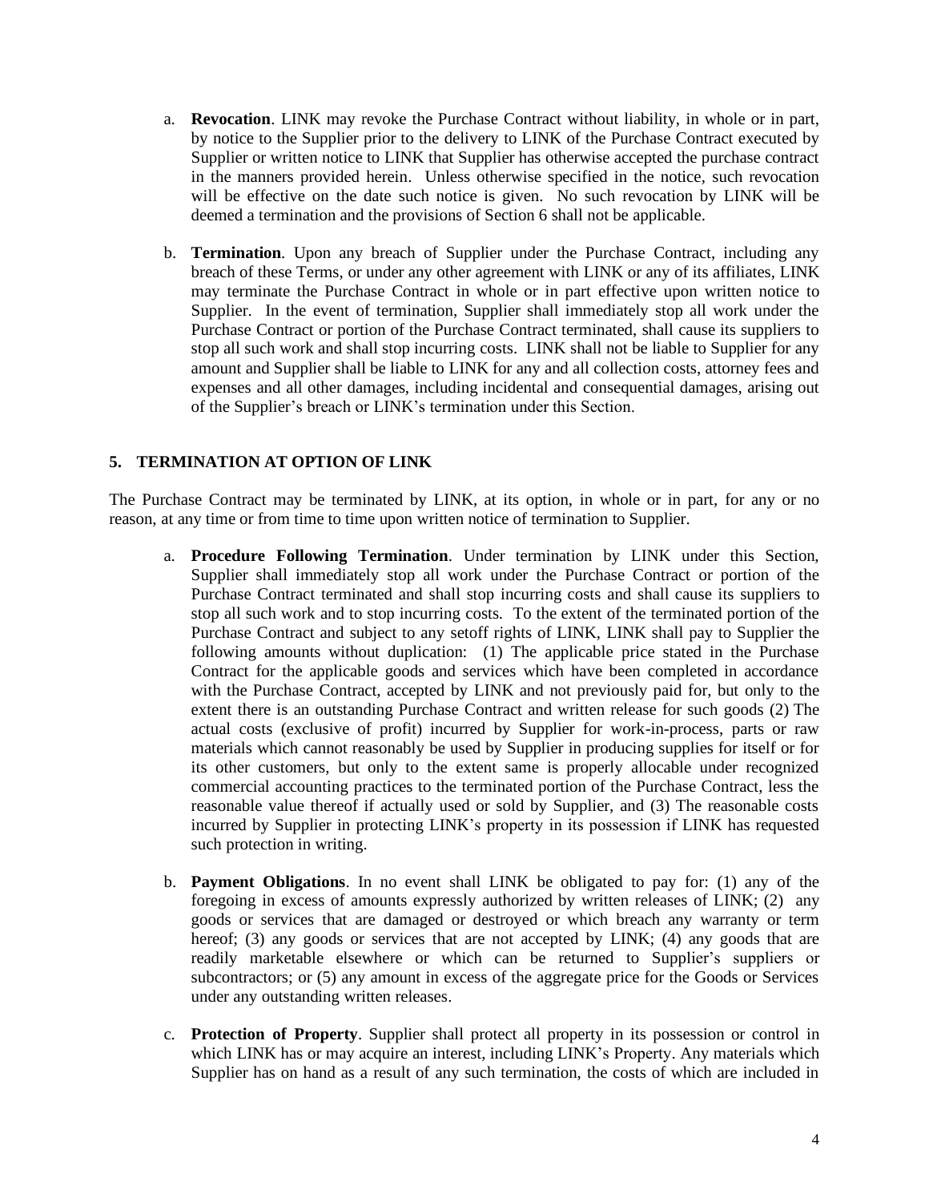a. **Revocation**. LINK may revoke the Purchase Contract without liability, in whole or in part, by notice to the Supplier prior to the delivery to LINK of the Purchase Contract executed by Supplier or written notice to LINK that Supplier has otherwise accepted the purchase contract in the manners provided herein. Unless otherwise specified in the notice, such revocation will be effective on the date such notice is given. No such revocation by LINK will be deemed a termination and the provisions of Section 6 shall not be applicable.

b. **Termination**. Upon any breach of Supplier under the Purchase Contract, including any breach of these Terms, or under any other agreement with LINK or any of its affiliates, LINK may terminate the Purchase Contract in whole or in part effective upon written notice to Supplier. In the event of termination, Supplier shall immediately stop all work under the Purchase Contract or portion of the Purchase Contract terminated, shall cause its suppliers to stop all such work and shall stop incurring costs. LINK shall not be liable to Supplier for any amount and Supplier shall be liable to LINK for any and all collection costs, attorney fees and expenses and all other damages, including incidental and consequential damages, arising out of the Supplier's breach or LINK's termination under this Section.

## 5. TERMINATION AT OPTION OF LINK

The Purchase Contract may be terminated by LINK, at its option, in whole or in part, for any or no reason, at any time or from time to time upon written notice of termination to Supplier.

a. **Procedure Following Termination**. Under termination by LINK under this Section, Supplier shall immediately stop all work under the Purchase Contract or portion of the Purchase Contract terminated and shall stop incurring costs and shall cause its suppliers to stop all such work and to stop incurring costs. To the extent of the terminated portion of the Purchase Contract and subject to any setoff rights of LINK, LINK shall pay to Supplier the following amounts without duplication: (1) The applicable price stated in the Purchase Contract for the applicable goods and services which have been completed in accordance with the Purchase Contract, accepted by LINK and not previously paid for, but only to the extent there is an outstanding Purchase Contract and written release for such goods (2) The actual costs (exclusive of profit) incurred by Supplier for work-in-process, parts or raw materials which cannot reasonably be used by Supplier in producing supplies for itself or for its other customers, but only to the extent same is properly allocable under recognized commercial accounting practices to the terminated portion of the Purchase Contract, less the reasonable value thereof if actually used or sold by Supplier, and (3) The reasonable costs incurred by Supplier in protecting LINK's property in its possession if LINK has requested such protection in writing.

b. **Payment Obligations**. In no event shall LINK be obligated to pay for: (1) any of the foregoing in excess of amounts expressly authorized by written releases of LINK; (2) any goods or services that are damaged or destroyed or which breach any warranty or term hereof; (3) any goods or services that are not accepted by LINK; (4) any goods that are readily marketable elsewhere or which can be returned to Supplier's suppliers or subcontractors; or (5) any amount in excess of the aggregate price for the Goods or Services under any outstanding written releases.

c. **Protection of Property**. Supplier shall protect all property in its possession or control in which LINK has or may acquire an interest, including LINK's Property. Any materials which Supplier has on hand as a result of any such termination, the costs of which are included in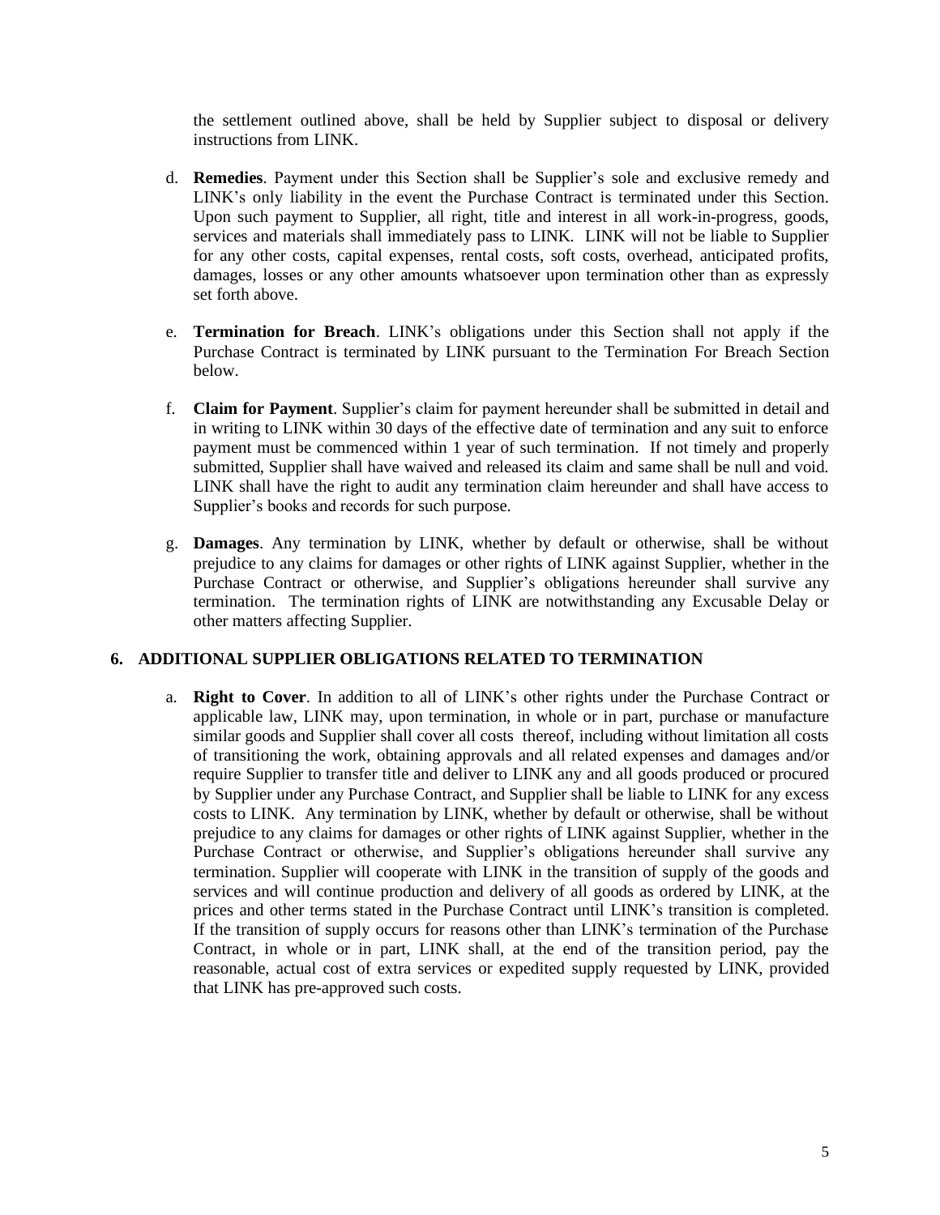the settlement outlined above, shall be held by Supplier subject to disposal or delivery instructions from LINK.

d. **Remedies**. Payment under this Section shall be Supplier's sole and exclusive remedy and LINK's only liability in the event the Purchase Contract is terminated under this Section. Upon such payment to Supplier, all right, title and interest in all work-in-progress, goods, services and materials shall immediately pass to LINK. LINK will not be liable to Supplier for any other costs, capital expenses, rental costs, soft costs, overhead, anticipated profits, damages, losses or any other amounts whatsoever upon termination other than as expressly set forth above.

e. **Termination for Breach**. LINK's obligations under this Section shall not apply if the Purchase Contract is terminated by LINK pursuant to the Termination For Breach Section below.

f. **Claim for Payment**. Supplier's claim for payment hereunder shall be submitted in detail and in writing to LINK within 30 days of the effective date of termination and any suit to enforce payment must be commenced within 1 year of such termination. If not timely and properly submitted, Supplier shall have waived and released its claim and same shall be null and void. LINK shall have the right to audit any termination claim hereunder and shall have access to Supplier's books and records for such purpose.

g. **Damages**. Any termination by LINK, whether by default or otherwise, shall be without prejudice to any claims for damages or other rights of LINK against Supplier, whether in the Purchase Contract or otherwise, and Supplier's obligations hereunder shall survive any termination. The termination rights of LINK are notwithstanding any Excusable Delay or other matters affecting Supplier.

## 6. ADDITIONAL SUPPLIER OBLIGATIONS RELATED TO TERMINATION

a. **Right to Cover**. In addition to all of LINK's other rights under the Purchase Contract or applicable law, LINK may, upon termination, in whole or in part, purchase or manufacture similar goods and Supplier shall cover all costs thereof, including without limitation all costs of transitioning the work, obtaining approvals and all related expenses and damages and/or require Supplier to transfer title and deliver to LINK any and all goods produced or procured by Supplier under any Purchase Contract, and Supplier shall be liable to LINK for any excess costs to LINK. Any termination by LINK, whether by default or otherwise, shall be without prejudice to any claims for damages or other rights of LINK against Supplier, whether in the Purchase Contract or otherwise, and Supplier's obligations hereunder shall survive any termination. Supplier will cooperate with LINK in the transition of supply of the goods and services and will continue production and delivery of all goods as ordered by LINK, at the prices and other terms stated in the Purchase Contract until LINK's transition is completed. If the transition of supply occurs for reasons other than LINK's termination of the Purchase Contract, in whole or in part, LINK shall, at the end of the transition period, pay the reasonable, actual cost of extra services or expedited supply requested by LINK, provided that LINK has pre-approved such costs.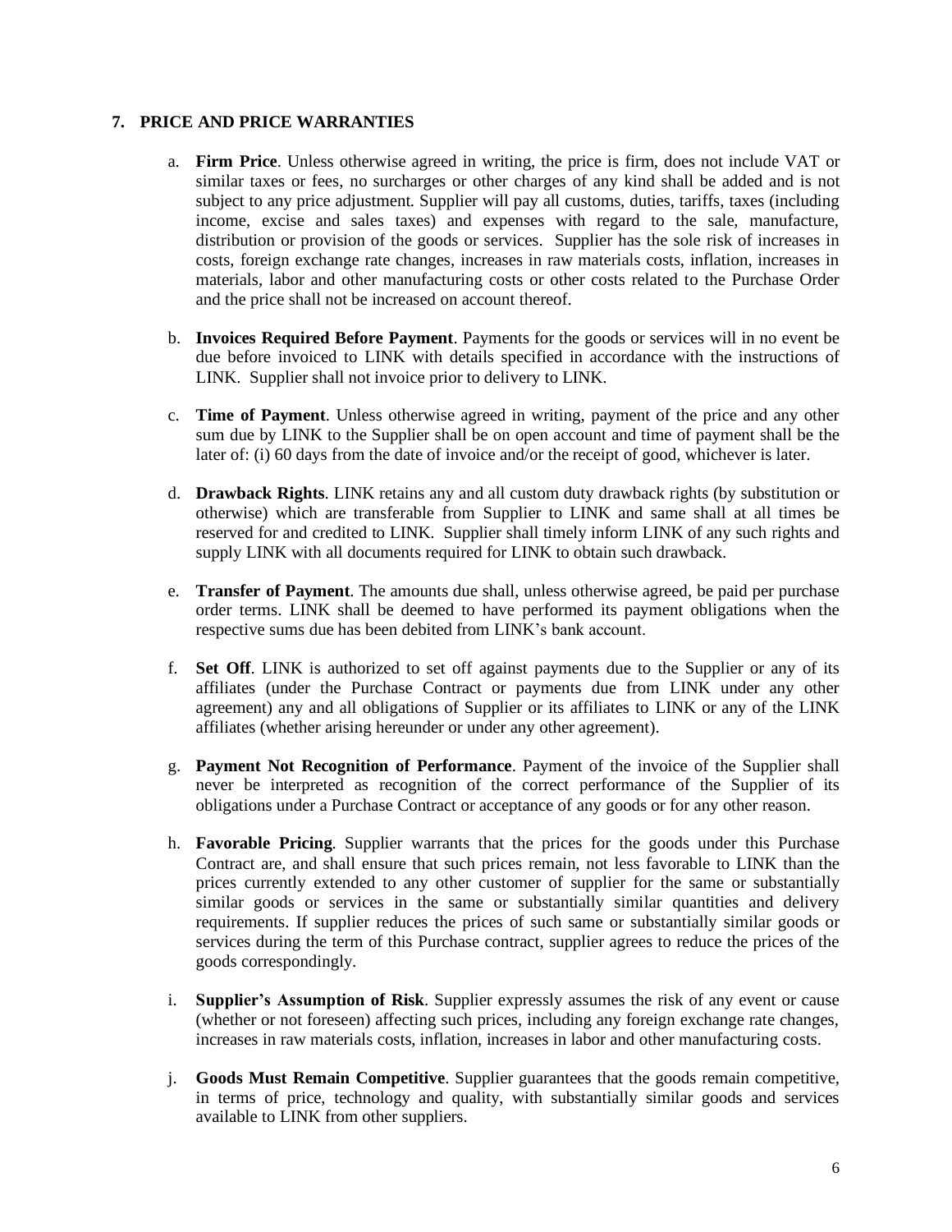## 7. PRICE AND PRICE WARRANTIES

a. **Firm Price**. Unless otherwise agreed in writing, the price is firm, does not include VAT or similar taxes or fees, no surcharges or other charges of any kind shall be added and is not subject to any price adjustment. Supplier will pay all customs, duties, tariffs, taxes (including income, excise and sales taxes) and expenses with regard to the sale, manufacture, distribution or provision of the goods or services. Supplier has the sole risk of increases in costs, foreign exchange rate changes, increases in raw materials costs, inflation, increases in materials, labor and other manufacturing costs or other costs related to the Purchase Order and the price shall not be increased on account thereof.

b. **Invoices Required Before Payment**. Payments for the goods or services will in no event be due before invoiced to LINK with details specified in accordance with the instructions of LINK. Supplier shall not invoice prior to delivery to LINK.

c. **Time of Payment**. Unless otherwise agreed in writing, payment of the price and any other sum due by LINK to the Supplier shall be on open account and time of payment shall be the later of: (i) 60 days from the date of invoice and/or the receipt of good, whichever is later.

d. **Drawback Rights**. LINK retains any and all custom duty drawback rights (by substitution or otherwise) which are transferable from Supplier to LINK and same shall at all times be reserved for and credited to LINK. Supplier shall timely inform LINK of any such rights and supply LINK with all documents required for LINK to obtain such drawback.

e. **Transfer of Payment**. The amounts due shall, unless otherwise agreed, be paid per purchase order terms. LINK shall be deemed to have performed its payment obligations when the respective sums due has been debited from LINK's bank account.

f. **Set Off**. LINK is authorized to set off against payments due to the Supplier or any of its affiliates (under the Purchase Contract or payments due from LINK under any other agreement) any and all obligations of Supplier or its affiliates to LINK or any of the LINK affiliates (whether arising hereunder or under any other agreement).

g. **Payment Not Recognition of Performance**. Payment of the invoice of the Supplier shall never be interpreted as recognition of the correct performance of the Supplier of its obligations under a Purchase Contract or acceptance of any goods or for any other reason.

h. **Favorable Pricing**. Supplier warrants that the prices for the goods under this Purchase Contract are, and shall ensure that such prices remain, not less favorable to LINK than the prices currently extended to any other customer of supplier for the same or substantially similar goods or services in the same or substantially similar quantities and delivery requirements. If supplier reduces the prices of such same or substantially similar goods or services during the term of this Purchase contract, supplier agrees to reduce the prices of the goods correspondingly.

i. **Supplier's Assumption of Risk**. Supplier expressly assumes the risk of any event or cause (whether or not foreseen) affecting such prices, including any foreign exchange rate changes, increases in raw materials costs, inflation, increases in labor and other manufacturing costs.

j. **Goods Must Remain Competitive**. Supplier guarantees that the goods remain competitive, in terms of price, technology and quality, with substantially similar goods and services available to LINK from other suppliers.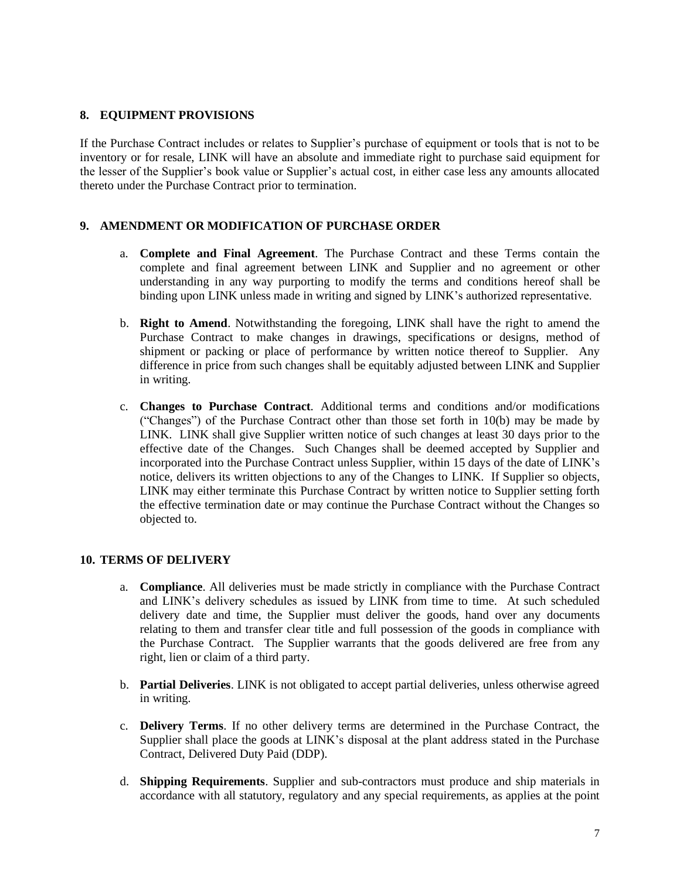## 8. EQUIPMENT PROVISIONS

If the Purchase Contract includes or relates to Supplier's purchase of equipment or tools that is not to be inventory or for resale, LINK will have an absolute and immediate right to purchase said equipment for the lesser of the Supplier's book value or Supplier's actual cost, in either case less any amounts allocated thereto under the Purchase Contract prior to termination.

## 9. AMENDMENT OR MODIFICATION OF PURCHASE ORDER

a. **Complete and Final Agreement**. The Purchase Contract and these Terms contain the complete and final agreement between LINK and Supplier and no agreement or other understanding in any way purporting to modify the terms and conditions hereof shall be binding upon LINK unless made in writing and signed by LINK's authorized representative.

b. **Right to Amend**. Notwithstanding the foregoing, LINK shall have the right to amend the Purchase Contract to make changes in drawings, specifications or designs, method of shipment or packing or place of performance by written notice thereof to Supplier. Any difference in price from such changes shall be equitably adjusted between LINK and Supplier in writing.

c. **Changes to Purchase Contract**. Additional terms and conditions and/or modifications ("Changes") of the Purchase Contract other than those set forth in 10(b) may be made by LINK. LINK shall give Supplier written notice of such changes at least 30 days prior to the effective date of the Changes. Such Changes shall be deemed accepted by Supplier and incorporated into the Purchase Contract unless Supplier, within 15 days of the date of LINK's notice, delivers its written objections to any of the Changes to LINK. If Supplier so objects, LINK may either terminate this Purchase Contract by written notice to Supplier setting forth the effective termination date or may continue the Purchase Contract without the Changes so objected to.

## 10. TERMS OF DELIVERY

a. **Compliance**. All deliveries must be made strictly in compliance with the Purchase Contract and LINK's delivery schedules as issued by LINK from time to time. At such scheduled delivery date and time, the Supplier must deliver the goods, hand over any documents relating to them and transfer clear title and full possession of the goods in compliance with the Purchase Contract. The Supplier warrants that the goods delivered are free from any right, lien or claim of a third party.

b. **Partial Deliveries**. LINK is not obligated to accept partial deliveries, unless otherwise agreed in writing.

c. **Delivery Terms**. If no other delivery terms are determined in the Purchase Contract, the Supplier shall place the goods at LINK's disposal at the plant address stated in the Purchase Contract, Delivered Duty Paid (DDP).

d. **Shipping Requirements**. Supplier and sub-contractors must produce and ship materials in accordance with all statutory, regulatory and any special requirements, as applies at the point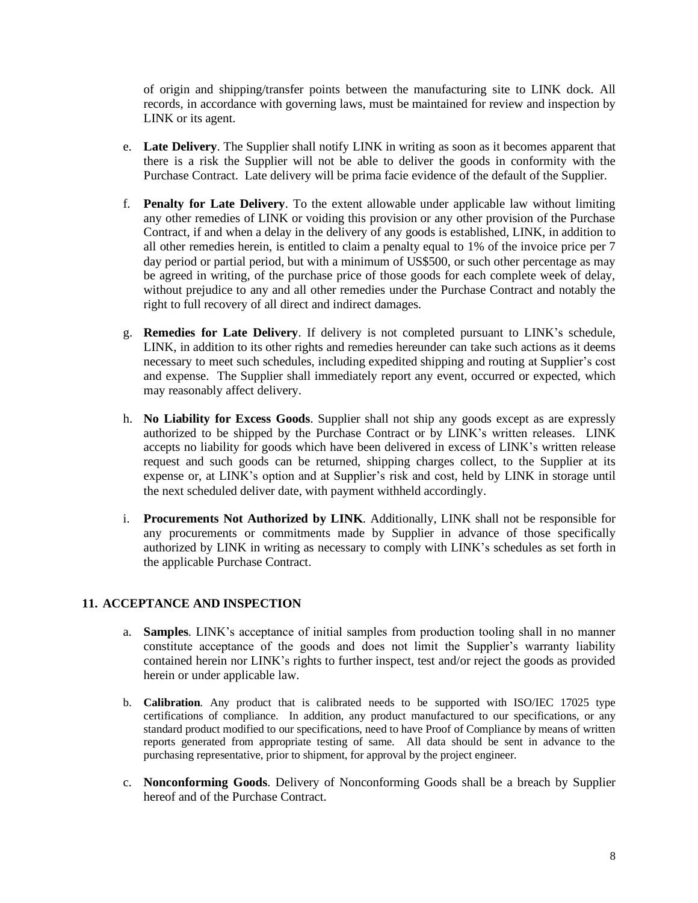of origin and shipping/transfer points between the manufacturing site to LINK dock. All records, in accordance with governing laws, must be maintained for review and inspection by LINK or its agent.

e. **Late Delivery**. The Supplier shall notify LINK in writing as soon as it becomes apparent that there is a risk the Supplier will not be able to deliver the goods in conformity with the Purchase Contract. Late delivery will be prima facie evidence of the default of the Supplier.

f. **Penalty for Late Delivery**. To the extent allowable under applicable law without limiting any other remedies of LINK or voiding this provision or any other provision of the Purchase Contract, if and when a delay in the delivery of any goods is established, LINK, in addition to all other remedies herein, is entitled to claim a penalty equal to 1% of the invoice price per 7 day period or partial period, but with a minimum of US$500, or such other percentage as may be agreed in writing, of the purchase price of those goods for each complete week of delay, without prejudice to any and all other remedies under the Purchase Contract and notably the right to full recovery of all direct and indirect damages.

g. **Remedies for Late Delivery**. If delivery is not completed pursuant to LINK's schedule, LINK, in addition to its other rights and remedies hereunder can take such actions as it deems necessary to meet such schedules, including expedited shipping and routing at Supplier's cost and expense. The Supplier shall immediately report any event, occurred or expected, which may reasonably affect delivery.

h. **No Liability for Excess Goods**. Supplier shall not ship any goods except as are expressly authorized to be shipped by the Purchase Contract or by LINK's written releases. LINK accepts no liability for goods which have been delivered in excess of LINK's written release request and such goods can be returned, shipping charges collect, to the Supplier at its expense or, at LINK's option and at Supplier's risk and cost, held by LINK in storage until the next scheduled deliver date, with payment withheld accordingly.

i. **Procurements Not Authorized by LINK**. Additionally, LINK shall not be responsible for any procurements or commitments made by Supplier in advance of those specifically authorized by LINK in writing as necessary to comply with LINK's schedules as set forth in the applicable Purchase Contract.

## 11. ACCEPTANCE AND INSPECTION

a. **Samples**. LINK's acceptance of initial samples from production tooling shall in no manner constitute acceptance of the goods and does not limit the Supplier's warranty liability contained herein nor LINK's rights to further inspect, test and/or reject the goods as provided herein or under applicable law.

b. **Calibration**. Any product that is calibrated needs to be supported with ISO/IEC 17025 type certifications of compliance. In addition, any product manufactured to our specifications, or any standard product modified to our specifications, need to have Proof of Compliance by means of written reports generated from appropriate testing of same. All data should be sent in advance to the purchasing representative, prior to shipment, for approval by the project engineer.

c. **Nonconforming Goods**. Delivery of Nonconforming Goods shall be a breach by Supplier hereof and of the Purchase Contract.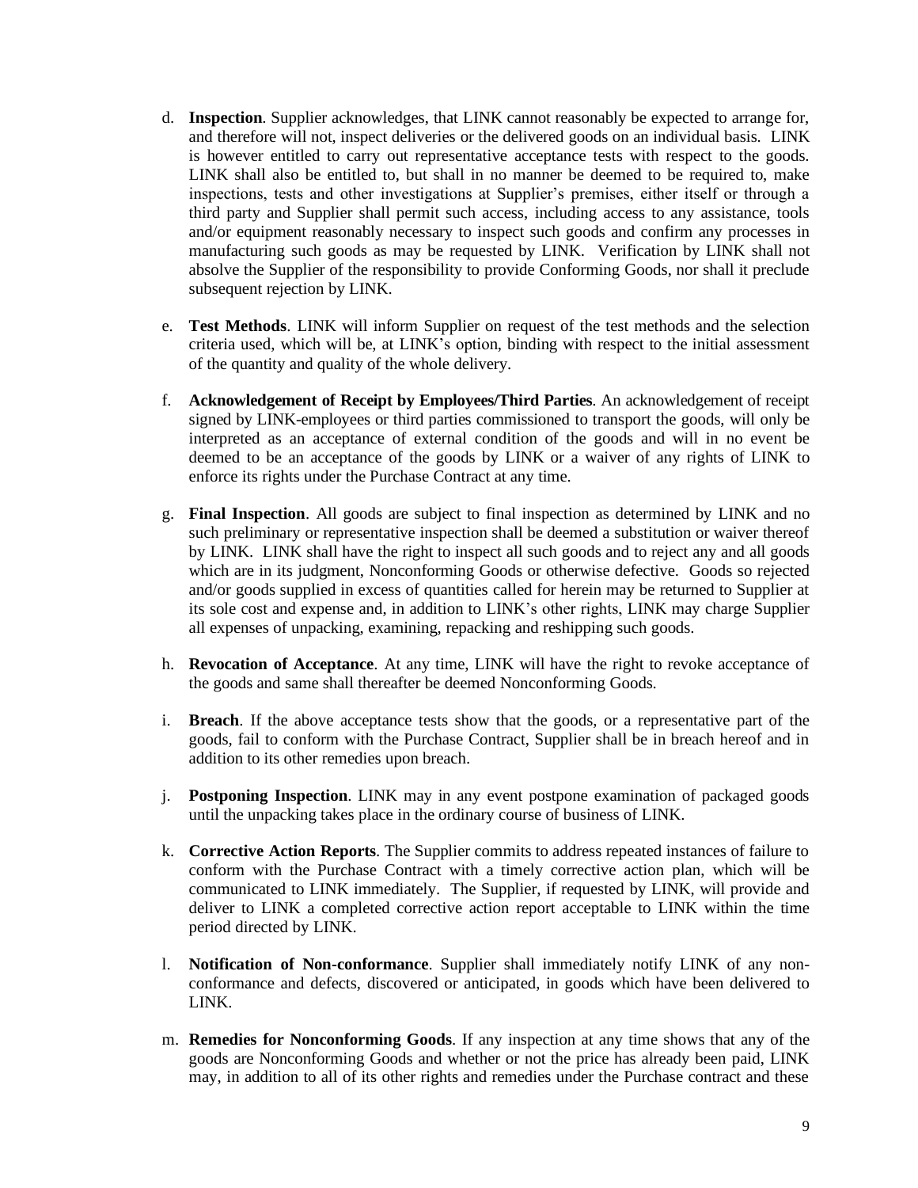d. **Inspection**. Supplier acknowledges, that LINK cannot reasonably be expected to arrange for, and therefore will not, inspect deliveries or the delivered goods on an individual basis. LINK is however entitled to carry out representative acceptance tests with respect to the goods. LINK shall also be entitled to, but shall in no manner be deemed to be required to, make inspections, tests and other investigations at Supplier's premises, either itself or through a third party and Supplier shall permit such access, including access to any assistance, tools and/or equipment reasonably necessary to inspect such goods and confirm any processes in manufacturing such goods as may be requested by LINK. Verification by LINK shall not absolve the Supplier of the responsibility to provide Conforming Goods, nor shall it preclude subsequent rejection by LINK.

e. **Test Methods**. LINK will inform Supplier on request of the test methods and the selection criteria used, which will be, at LINK's option, binding with respect to the initial assessment of the quantity and quality of the whole delivery.

f. **Acknowledgement of Receipt by Employees/Third Parties**. An acknowledgement of receipt signed by LINK-employees or third parties commissioned to transport the goods, will only be interpreted as an acceptance of external condition of the goods and will in no event be deemed to be an acceptance of the goods by LINK or a waiver of any rights of LINK to enforce its rights under the Purchase Contract at any time.

g. **Final Inspection**. All goods are subject to final inspection as determined by LINK and no such preliminary or representative inspection shall be deemed a substitution or waiver thereof by LINK. LINK shall have the right to inspect all such goods and to reject any and all goods which are in its judgment, Nonconforming Goods or otherwise defective. Goods so rejected and/or goods supplied in excess of quantities called for herein may be returned to Supplier at its sole cost and expense and, in addition to LINK's other rights, LINK may charge Supplier all expenses of unpacking, examining, repacking and reshipping such goods.

h. **Revocation of Acceptance**. At any time, LINK will have the right to revoke acceptance of the goods and same shall thereafter be deemed Nonconforming Goods.

i. **Breach**. If the above acceptance tests show that the goods, or a representative part of the goods, fail to conform with the Purchase Contract, Supplier shall be in breach hereof and in addition to its other remedies upon breach.

j. **Postponing Inspection**. LINK may in any event postpone examination of packaged goods until the unpacking takes place in the ordinary course of business of LINK.

k. **Corrective Action Reports**. The Supplier commits to address repeated instances of failure to conform with the Purchase Contract with a timely corrective action plan, which will be communicated to LINK immediately. The Supplier, if requested by LINK, will provide and deliver to LINK a completed corrective action report acceptable to LINK within the time period directed by LINK.

l. **Notification of Non-conformance**. Supplier shall immediately notify LINK of any non-conformance and defects, discovered or anticipated, in goods which have been delivered to LINK.

m. **Remedies for Nonconforming Goods**. If any inspection at any time shows that any of the goods are Nonconforming Goods and whether or not the price has already been paid, LINK may, in addition to all of its other rights and remedies under the Purchase contract and these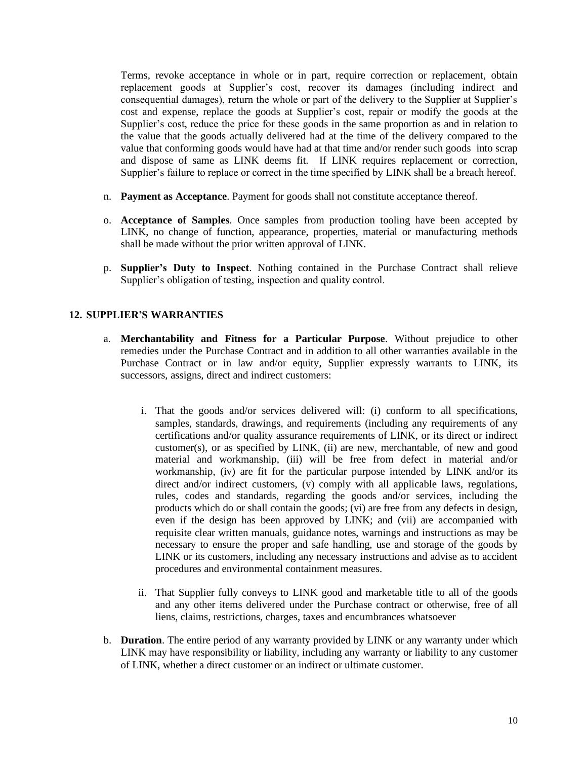Terms, revoke acceptance in whole or in part, require correction or replacement, obtain replacement goods at Supplier's cost, recover its damages (including indirect and consequential damages), return the whole or part of the delivery to the Supplier at Supplier's cost and expense, replace the goods at Supplier's cost, repair or modify the goods at the Supplier's cost, reduce the price for these goods in the same proportion as and in relation to the value that the goods actually delivered had at the time of the delivery compared to the value that conforming goods would have had at that time and/or render such goods into scrap and dispose of same as LINK deems fit. If LINK requires replacement or correction, Supplier's failure to replace or correct in the time specified by LINK shall be a breach hereof.

n. **Payment as Acceptance**. Payment for goods shall not constitute acceptance thereof.

o. **Acceptance of Samples**. Once samples from production tooling have been accepted by LINK, no change of function, appearance, properties, material or manufacturing methods shall be made without the prior written approval of LINK.

p. **Supplier's Duty to Inspect**. Nothing contained in the Purchase Contract shall relieve Supplier's obligation of testing, inspection and quality control.

## 12. SUPPLIER'S WARRANTIES

a. **Merchantability and Fitness for a Particular Purpose**. Without prejudice to other remedies under the Purchase Contract and in addition to all other warranties available in the Purchase Contract or in law and/or equity, Supplier expressly warrants to LINK, its successors, assigns, direct and indirect customers:

   i. That the goods and/or services delivered will: (i) conform to all specifications, samples, standards, drawings, and requirements (including any requirements of any certifications and/or quality assurance requirements of LINK, or its direct or indirect customer(s), or as specified by LINK, (ii) are new, merchantable, of new and good material and workmanship, (iii) will be free from defect in material and/or workmanship, (iv) are fit for the particular purpose intended by LINK and/or its direct and/or indirect customers, (v) comply with all applicable laws, regulations, rules, codes and standards, regarding the goods and/or services, including the products which do or shall contain the goods; (vi) are free from any defects in design, even if the design has been approved by LINK; and (vii) are accompanied with requisite clear written manuals, guidance notes, warnings and instructions as may be necessary to ensure the proper and safe handling, use and storage of the goods by LINK or its customers, including any necessary instructions and advise as to accident procedures and environmental containment measures.

   ii. That Supplier fully conveys to LINK good and marketable title to all of the goods and any other items delivered under the Purchase contract or otherwise, free of all liens, claims, restrictions, charges, taxes and encumbrances whatsoever

b. **Duration**. The entire period of any warranty provided by LINK or any warranty under which LINK may have responsibility or liability, including any warranty or liability to any customer of LINK, whether a direct customer or an indirect or ultimate customer.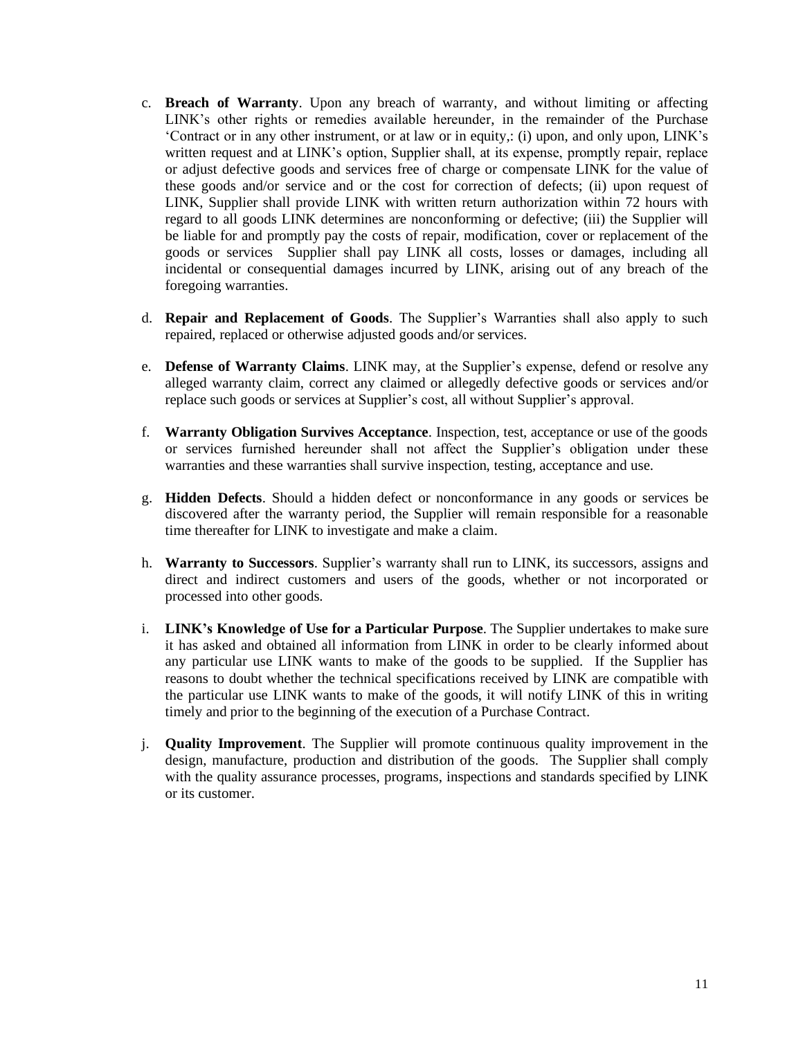c. **Breach of Warranty**. Upon any breach of warranty, and without limiting or affecting LINK's other rights or remedies available hereunder, in the remainder of the Purchase 'Contract or in any other instrument, or at law or in equity,: (i) upon, and only upon, LINK's written request and at LINK's option, Supplier shall, at its expense, promptly repair, replace or adjust defective goods and services free of charge or compensate LINK for the value of these goods and/or service and or the cost for correction of defects; (ii) upon request of LINK, Supplier shall provide LINK with written return authorization within 72 hours with regard to all goods LINK determines are nonconforming or defective; (iii) the Supplier will be liable for and promptly pay the costs of repair, modification, cover or replacement of the goods or services Supplier shall pay LINK all costs, losses or damages, including all incidental or consequential damages incurred by LINK, arising out of any breach of the foregoing warranties.

d. **Repair and Replacement of Goods**. The Supplier's Warranties shall also apply to such repaired, replaced or otherwise adjusted goods and/or services.

e. **Defense of Warranty Claims**. LINK may, at the Supplier's expense, defend or resolve any alleged warranty claim, correct any claimed or allegedly defective goods or services and/or replace such goods or services at Supplier's cost, all without Supplier's approval.

f. **Warranty Obligation Survives Acceptance**. Inspection, test, acceptance or use of the goods or services furnished hereunder shall not affect the Supplier's obligation under these warranties and these warranties shall survive inspection, testing, acceptance and use.

g. **Hidden Defects**. Should a hidden defect or nonconformance in any goods or services be discovered after the warranty period, the Supplier will remain responsible for a reasonable time thereafter for LINK to investigate and make a claim.

h. **Warranty to Successors**. Supplier's warranty shall run to LINK, its successors, assigns and direct and indirect customers and users of the goods, whether or not incorporated or processed into other goods.

i. **LINK's Knowledge of Use for a Particular Purpose**. The Supplier undertakes to make sure it has asked and obtained all information from LINK in order to be clearly informed about any particular use LINK wants to make of the goods to be supplied. If the Supplier has reasons to doubt whether the technical specifications received by LINK are compatible with the particular use LINK wants to make of the goods, it will notify LINK of this in writing timely and prior to the beginning of the execution of a Purchase Contract.

j. **Quality Improvement**. The Supplier will promote continuous quality improvement in the design, manufacture, production and distribution of the goods. The Supplier shall comply with the quality assurance processes, programs, inspections and standards specified by LINK or its customer.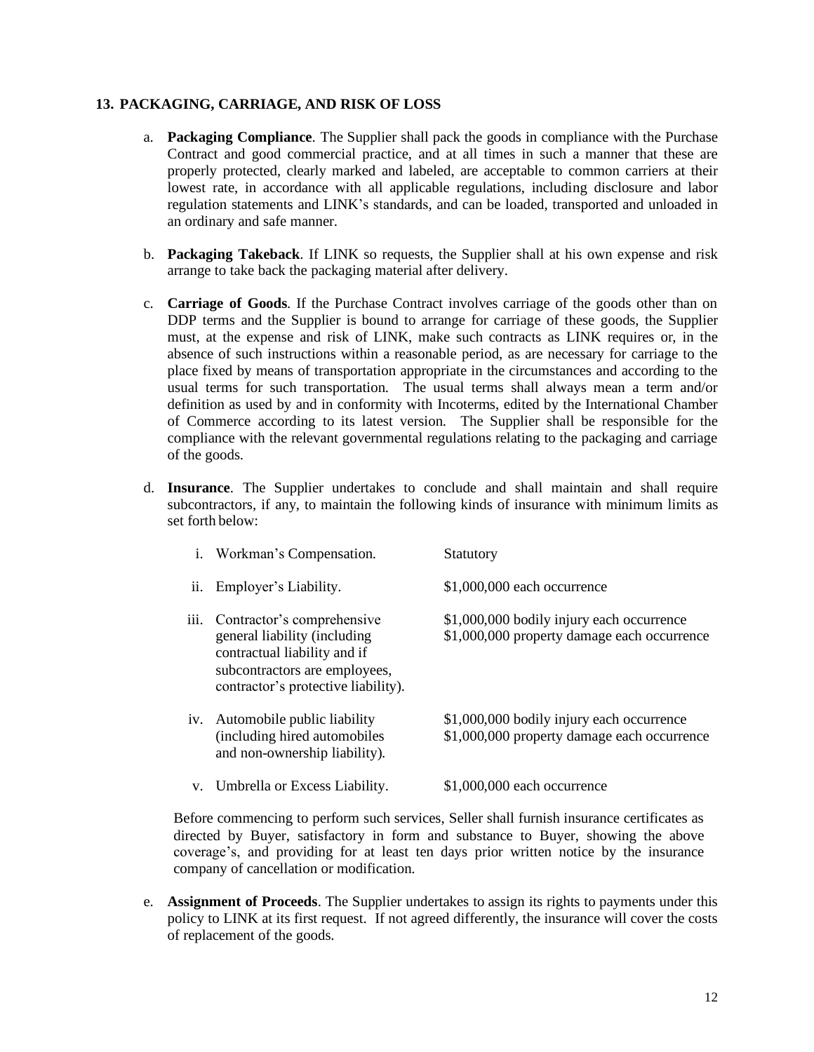## 13. PACKAGING, CARRIAGE, AND RISK OF LOSS

a. **Packaging Compliance**. The Supplier shall pack the goods in compliance with the Purchase Contract and good commercial practice, and at all times in such a manner that these are properly protected, clearly marked and labeled, are acceptable to common carriers at their lowest rate, in accordance with all applicable regulations, including disclosure and labor regulation statements and LINK's standards, and can be loaded, transported and unloaded in an ordinary and safe manner.

b. **Packaging Takeback**. If LINK so requests, the Supplier shall at his own expense and risk arrange to take back the packaging material after delivery.

c. **Carriage of Goods**. If the Purchase Contract involves carriage of the goods other than on DDP terms and the Supplier is bound to arrange for carriage of these goods, the Supplier must, at the expense and risk of LINK, make such contracts as LINK requires or, in the absence of such instructions within a reasonable period, as are necessary for carriage to the place fixed by means of transportation appropriate in the circumstances and according to the usual terms for such transportation. The usual terms shall always mean a term and/or definition as used by and in conformity with Incoterms, edited by the International Chamber of Commerce according to its latest version. The Supplier shall be responsible for the compliance with the relevant governmental regulations relating to the packaging and carriage of the goods.

d. **Insurance**. The Supplier undertakes to conclude and shall maintain and shall require subcontractors, if any, to maintain the following kinds of insurance with minimum limits as set forth below:

| | | |
|---|---|---|
| i. | Workman's Compensation. | Statutory |
| ii. | Employer's Liability. | $1,000,000 each occurrence |
| iii. | Contractor's comprehensive general liability (including contractual liability and if subcontractors are employees, contractor's protective liability). | $1,000,000 bodily injury each occurrence<br>$1,000,000 property damage each occurrence |
| iv. | Automobile public liability (including hired automobiles and non-ownership liability). | $1,000,000 bodily injury each occurrence<br>$1,000,000 property damage each occurrence |
| v. | Umbrella or Excess Liability. | $1,000,000 each occurrence |

Before commencing to perform such services, Seller shall furnish insurance certificates as directed by Buyer, satisfactory in form and substance to Buyer, showing the above coverage's, and providing for at least ten days prior written notice by the insurance company of cancellation or modification.

e. **Assignment of Proceeds**. The Supplier undertakes to assign its rights to payments under this policy to LINK at its first request. If not agreed differently, the insurance will cover the costs of replacement of the goods.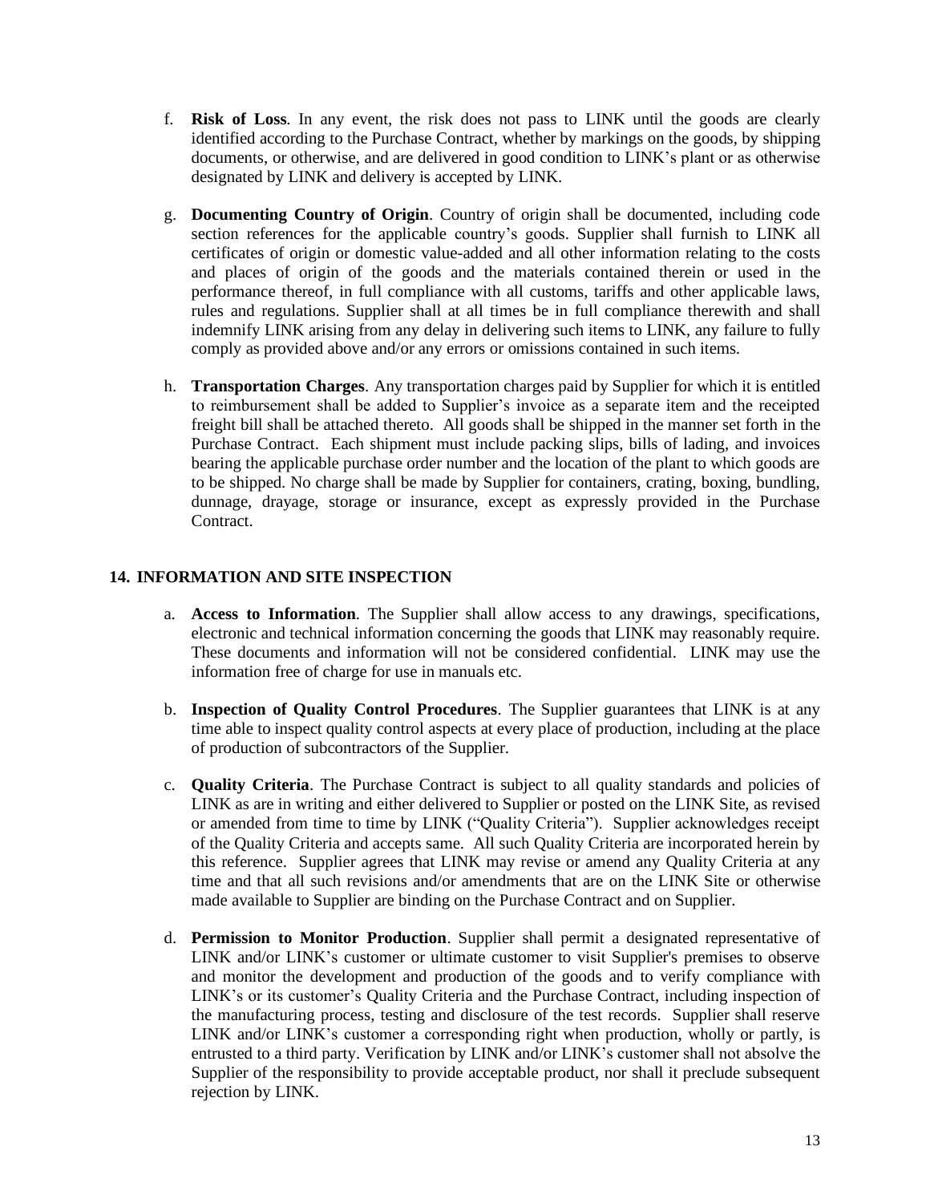f. **Risk of Loss**. In any event, the risk does not pass to LINK until the goods are clearly identified according to the Purchase Contract, whether by markings on the goods, by shipping documents, or otherwise, and are delivered in good condition to LINK's plant or as otherwise designated by LINK and delivery is accepted by LINK.

g. **Documenting Country of Origin**. Country of origin shall be documented, including code section references for the applicable country's goods. Supplier shall furnish to LINK all certificates of origin or domestic value-added and all other information relating to the costs and places of origin of the goods and the materials contained therein or used in the performance thereof, in full compliance with all customs, tariffs and other applicable laws, rules and regulations. Supplier shall at all times be in full compliance therewith and shall indemnify LINK arising from any delay in delivering such items to LINK, any failure to fully comply as provided above and/or any errors or omissions contained in such items.

h. **Transportation Charges**. Any transportation charges paid by Supplier for which it is entitled to reimbursement shall be added to Supplier's invoice as a separate item and the receipted freight bill shall be attached thereto. All goods shall be shipped in the manner set forth in the Purchase Contract. Each shipment must include packing slips, bills of lading, and invoices bearing the applicable purchase order number and the location of the plant to which goods are to be shipped. No charge shall be made by Supplier for containers, crating, boxing, bundling, dunnage, drayage, storage or insurance, except as expressly provided in the Purchase Contract.

## 14. INFORMATION AND SITE INSPECTION

a. **Access to Information**. The Supplier shall allow access to any drawings, specifications, electronic and technical information concerning the goods that LINK may reasonably require. These documents and information will not be considered confidential. LINK may use the information free of charge for use in manuals etc.

b. **Inspection of Quality Control Procedures**. The Supplier guarantees that LINK is at any time able to inspect quality control aspects at every place of production, including at the place of production of subcontractors of the Supplier.

c. **Quality Criteria**. The Purchase Contract is subject to all quality standards and policies of LINK as are in writing and either delivered to Supplier or posted on the LINK Site, as revised or amended from time to time by LINK ("Quality Criteria"). Supplier acknowledges receipt of the Quality Criteria and accepts same. All such Quality Criteria are incorporated herein by this reference. Supplier agrees that LINK may revise or amend any Quality Criteria at any time and that all such revisions and/or amendments that are on the LINK Site or otherwise made available to Supplier are binding on the Purchase Contract and on Supplier.

d. **Permission to Monitor Production**. Supplier shall permit a designated representative of LINK and/or LINK's customer or ultimate customer to visit Supplier's premises to observe and monitor the development and production of the goods and to verify compliance with LINK's or its customer's Quality Criteria and the Purchase Contract, including inspection of the manufacturing process, testing and disclosure of the test records. Supplier shall reserve LINK and/or LINK's customer a corresponding right when production, wholly or partly, is entrusted to a third party. Verification by LINK and/or LINK's customer shall not absolve the Supplier of the responsibility to provide acceptable product, nor shall it preclude subsequent rejection by LINK.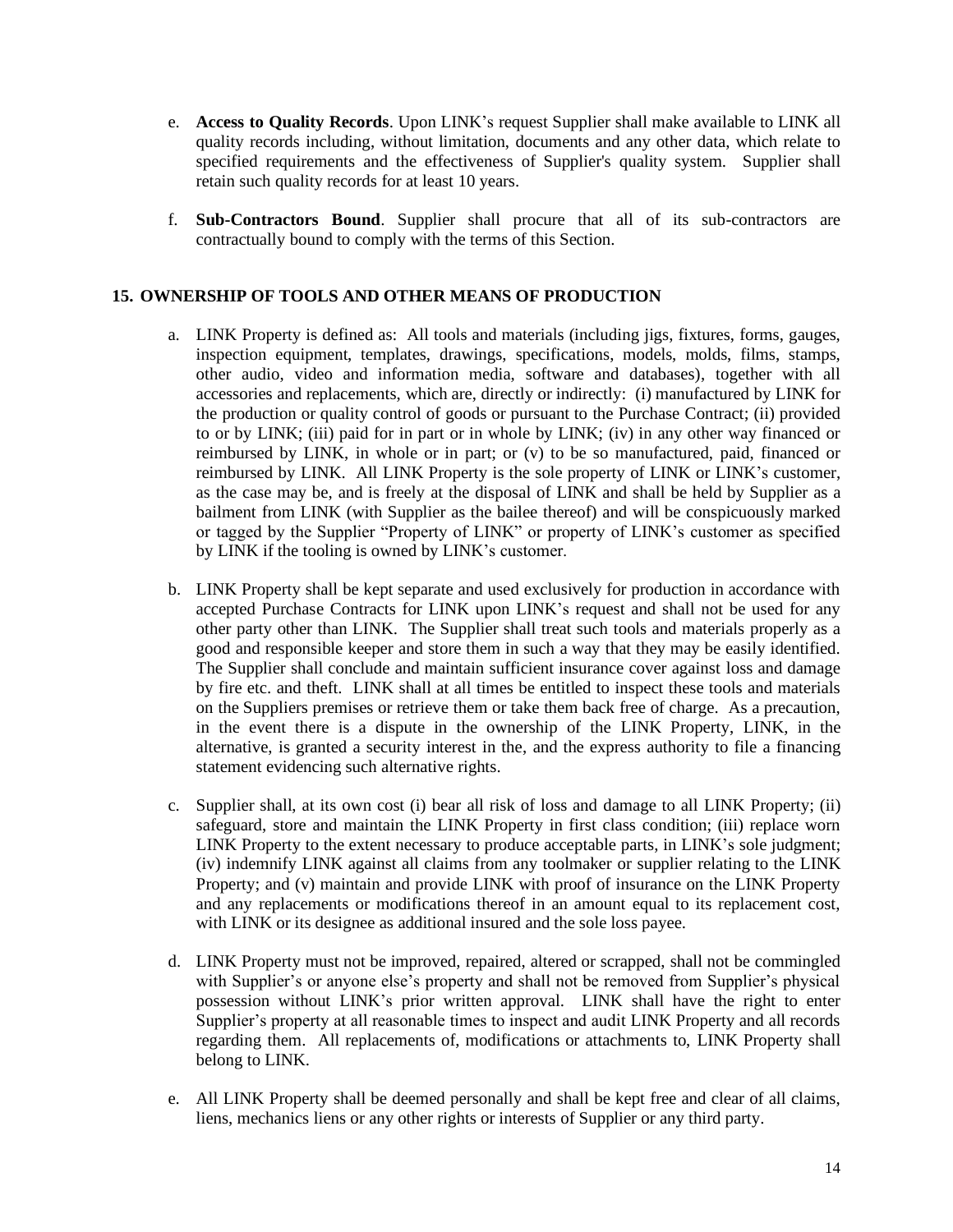e. **Access to Quality Records**. Upon LINK's request Supplier shall make available to LINK all quality records including, without limitation, documents and any other data, which relate to specified requirements and the effectiveness of Supplier's quality system. Supplier shall retain such quality records for at least 10 years.

f. **Sub-Contractors Bound**. Supplier shall procure that all of its sub-contractors are contractually bound to comply with the terms of this Section.

## 15. OWNERSHIP OF TOOLS AND OTHER MEANS OF PRODUCTION

a. LINK Property is defined as: All tools and materials (including jigs, fixtures, forms, gauges, inspection equipment, templates, drawings, specifications, models, molds, films, stamps, other audio, video and information media, software and databases), together with all accessories and replacements, which are, directly or indirectly: (i) manufactured by LINK for the production or quality control of goods or pursuant to the Purchase Contract; (ii) provided to or by LINK; (iii) paid for in part or in whole by LINK; (iv) in any other way financed or reimbursed by LINK, in whole or in part; or (v) to be so manufactured, paid, financed or reimbursed by LINK. All LINK Property is the sole property of LINK or LINK's customer, as the case may be, and is freely at the disposal of LINK and shall be held by Supplier as a bailment from LINK (with Supplier as the bailee thereof) and will be conspicuously marked or tagged by the Supplier "Property of LINK" or property of LINK's customer as specified by LINK if the tooling is owned by LINK's customer.

b. LINK Property shall be kept separate and used exclusively for production in accordance with accepted Purchase Contracts for LINK upon LINK's request and shall not be used for any other party other than LINK. The Supplier shall treat such tools and materials properly as a good and responsible keeper and store them in such a way that they may be easily identified. The Supplier shall conclude and maintain sufficient insurance cover against loss and damage by fire etc. and theft. LINK shall at all times be entitled to inspect these tools and materials on the Suppliers premises or retrieve them or take them back free of charge. As a precaution, in the event there is a dispute in the ownership of the LINK Property, LINK, in the alternative, is granted a security interest in the, and the express authority to file a financing statement evidencing such alternative rights.

c. Supplier shall, at its own cost (i) bear all risk of loss and damage to all LINK Property; (ii) safeguard, store and maintain the LINK Property in first class condition; (iii) replace worn LINK Property to the extent necessary to produce acceptable parts, in LINK's sole judgment; (iv) indemnify LINK against all claims from any toolmaker or supplier relating to the LINK Property; and (v) maintain and provide LINK with proof of insurance on the LINK Property and any replacements or modifications thereof in an amount equal to its replacement cost, with LINK or its designee as additional insured and the sole loss payee.

d. LINK Property must not be improved, repaired, altered or scrapped, shall not be commingled with Supplier's or anyone else's property and shall not be removed from Supplier's physical possession without LINK's prior written approval. LINK shall have the right to enter Supplier's property at all reasonable times to inspect and audit LINK Property and all records regarding them. All replacements of, modifications or attachments to, LINK Property shall belong to LINK.

e. All LINK Property shall be deemed personally and shall be kept free and clear of all claims, liens, mechanics liens or any other rights or interests of Supplier or any third party.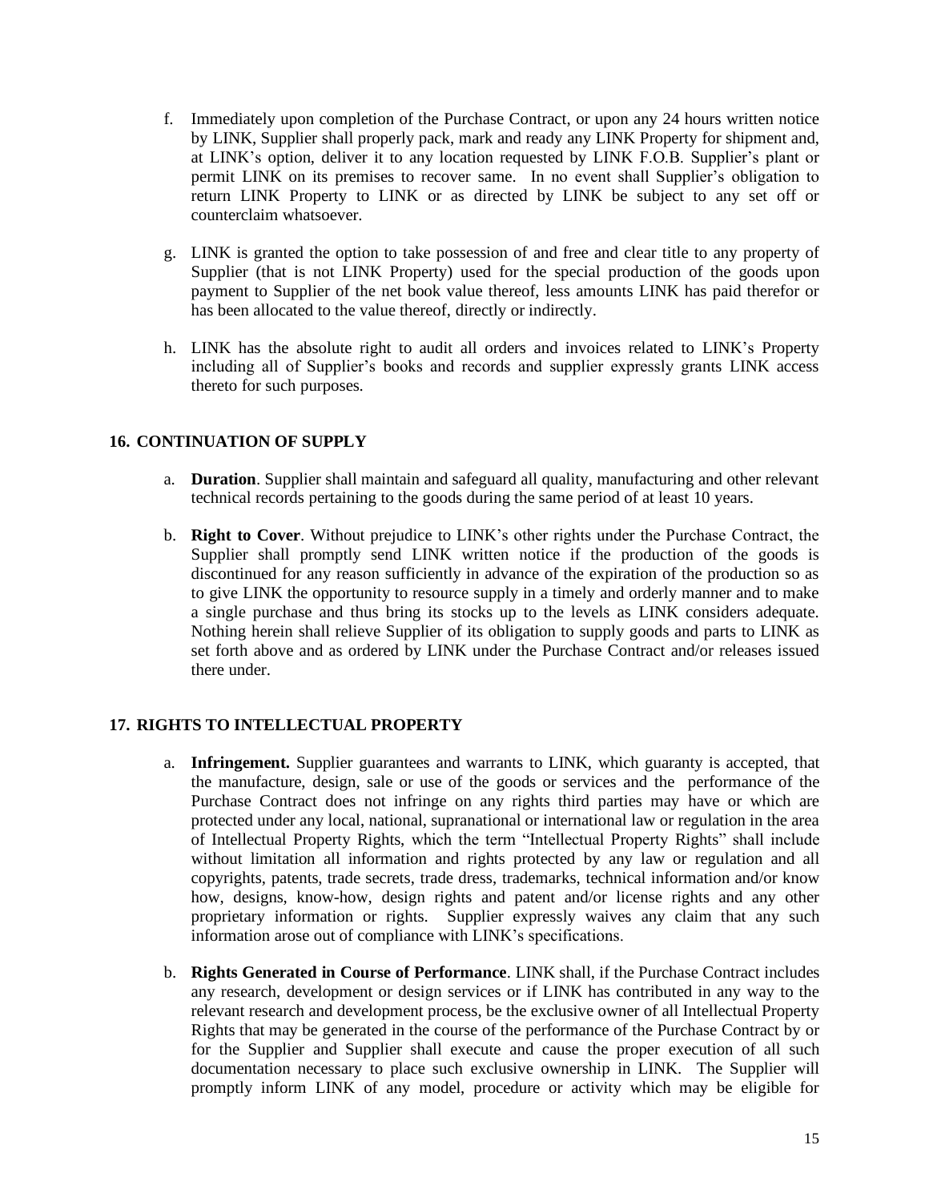f. Immediately upon completion of the Purchase Contract, or upon any 24 hours written notice by LINK, Supplier shall properly pack, mark and ready any LINK Property for shipment and, at LINK's option, deliver it to any location requested by LINK F.O.B. Supplier's plant or permit LINK on its premises to recover same. In no event shall Supplier's obligation to return LINK Property to LINK or as directed by LINK be subject to any set off or counterclaim whatsoever.

g. LINK is granted the option to take possession of and free and clear title to any property of Supplier (that is not LINK Property) used for the special production of the goods upon payment to Supplier of the net book value thereof, less amounts LINK has paid therefor or has been allocated to the value thereof, directly or indirectly.

h. LINK has the absolute right to audit all orders and invoices related to LINK's Property including all of Supplier's books and records and supplier expressly grants LINK access thereto for such purposes.

## 16. CONTINUATION OF SUPPLY

a. **Duration**. Supplier shall maintain and safeguard all quality, manufacturing and other relevant technical records pertaining to the goods during the same period of at least 10 years.

b. **Right to Cover**. Without prejudice to LINK's other rights under the Purchase Contract, the Supplier shall promptly send LINK written notice if the production of the goods is discontinued for any reason sufficiently in advance of the expiration of the production so as to give LINK the opportunity to resource supply in a timely and orderly manner and to make a single purchase and thus bring its stocks up to the levels as LINK considers adequate. Nothing herein shall relieve Supplier of its obligation to supply goods and parts to LINK as set forth above and as ordered by LINK under the Purchase Contract and/or releases issued there under.

## 17. RIGHTS TO INTELLECTUAL PROPERTY

a. **Infringement.** Supplier guarantees and warrants to LINK, which guaranty is accepted, that the manufacture, design, sale or use of the goods or services and the performance of the Purchase Contract does not infringe on any rights third parties may have or which are protected under any local, national, supranational or international law or regulation in the area of Intellectual Property Rights, which the term "Intellectual Property Rights" shall include without limitation all information and rights protected by any law or regulation and all copyrights, patents, trade secrets, trade dress, trademarks, technical information and/or know how, designs, know-how, design rights and patent and/or license rights and any other proprietary information or rights. Supplier expressly waives any claim that any such information arose out of compliance with LINK's specifications.

b. **Rights Generated in Course of Performance**. LINK shall, if the Purchase Contract includes any research, development or design services or if LINK has contributed in any way to the relevant research and development process, be the exclusive owner of all Intellectual Property Rights that may be generated in the course of the performance of the Purchase Contract by or for the Supplier and Supplier shall execute and cause the proper execution of all such documentation necessary to place such exclusive ownership in LINK. The Supplier will promptly inform LINK of any model, procedure or activity which may be eligible for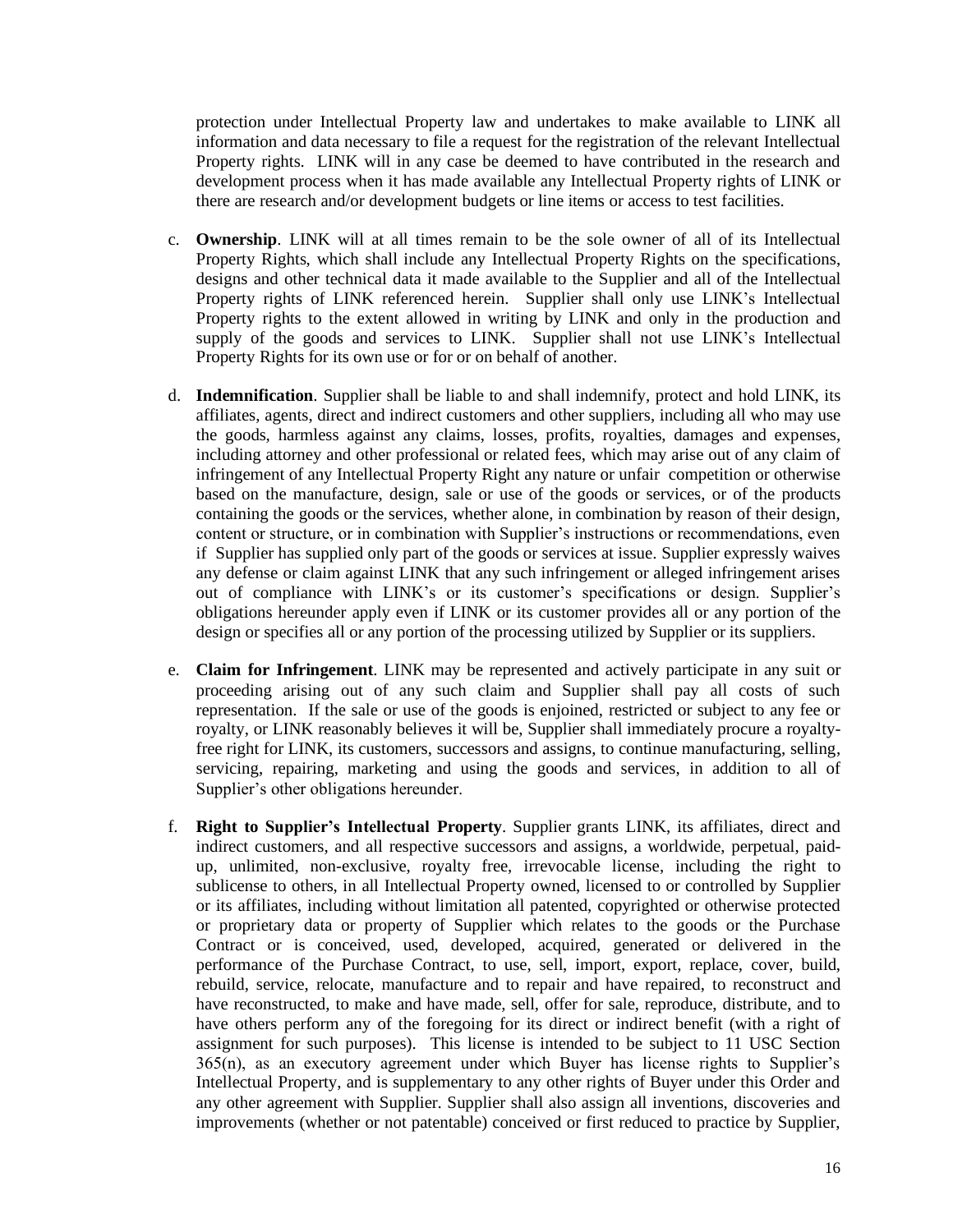protection under Intellectual Property law and undertakes to make available to LINK all information and data necessary to file a request for the registration of the relevant Intellectual Property rights. LINK will in any case be deemed to have contributed in the research and development process when it has made available any Intellectual Property rights of LINK or there are research and/or development budgets or line items or access to test facilities.

c. **Ownership**. LINK will at all times remain to be the sole owner of all of its Intellectual Property Rights, which shall include any Intellectual Property Rights on the specifications, designs and other technical data it made available to the Supplier and all of the Intellectual Property rights of LINK referenced herein. Supplier shall only use LINK's Intellectual Property rights to the extent allowed in writing by LINK and only in the production and supply of the goods and services to LINK. Supplier shall not use LINK's Intellectual Property Rights for its own use or for or on behalf of another.

d. **Indemnification**. Supplier shall be liable to and shall indemnify, protect and hold LINK, its affiliates, agents, direct and indirect customers and other suppliers, including all who may use the goods, harmless against any claims, losses, profits, royalties, damages and expenses, including attorney and other professional or related fees, which may arise out of any claim of infringement of any Intellectual Property Right any nature or unfair competition or otherwise based on the manufacture, design, sale or use of the goods or services, or of the products containing the goods or the services, whether alone, in combination by reason of their design, content or structure, or in combination with Supplier's instructions or recommendations, even if Supplier has supplied only part of the goods or services at issue. Supplier expressly waives any defense or claim against LINK that any such infringement or alleged infringement arises out of compliance with LINK's or its customer's specifications or design. Supplier's obligations hereunder apply even if LINK or its customer provides all or any portion of the design or specifies all or any portion of the processing utilized by Supplier or its suppliers.

e. **Claim for Infringement**. LINK may be represented and actively participate in any suit or proceeding arising out of any such claim and Supplier shall pay all costs of such representation. If the sale or use of the goods is enjoined, restricted or subject to any fee or royalty, or LINK reasonably believes it will be, Supplier shall immediately procure a royalty-free right for LINK, its customers, successors and assigns, to continue manufacturing, selling, servicing, repairing, marketing and using the goods and services, in addition to all of Supplier's other obligations hereunder.

f. **Right to Supplier's Intellectual Property**. Supplier grants LINK, its affiliates, direct and indirect customers, and all respective successors and assigns, a worldwide, perpetual, paid-up, unlimited, non-exclusive, royalty free, irrevocable license, including the right to sublicense to others, in all Intellectual Property owned, licensed to or controlled by Supplier or its affiliates, including without limitation all patented, copyrighted or otherwise protected or proprietary data or property of Supplier which relates to the goods or the Purchase Contract or is conceived, used, developed, acquired, generated or delivered in the performance of the Purchase Contract, to use, sell, import, export, replace, cover, build, rebuild, service, relocate, manufacture and to repair and have repaired, to reconstruct and have reconstructed, to make and have made, sell, offer for sale, reproduce, distribute, and to have others perform any of the foregoing for its direct or indirect benefit (with a right of assignment for such purposes). This license is intended to be subject to 11 USC Section 365(n), as an executory agreement under which Buyer has license rights to Supplier's Intellectual Property, and is supplementary to any other rights of Buyer under this Order and any other agreement with Supplier. Supplier shall also assign all inventions, discoveries and improvements (whether or not patentable) conceived or first reduced to practice by Supplier,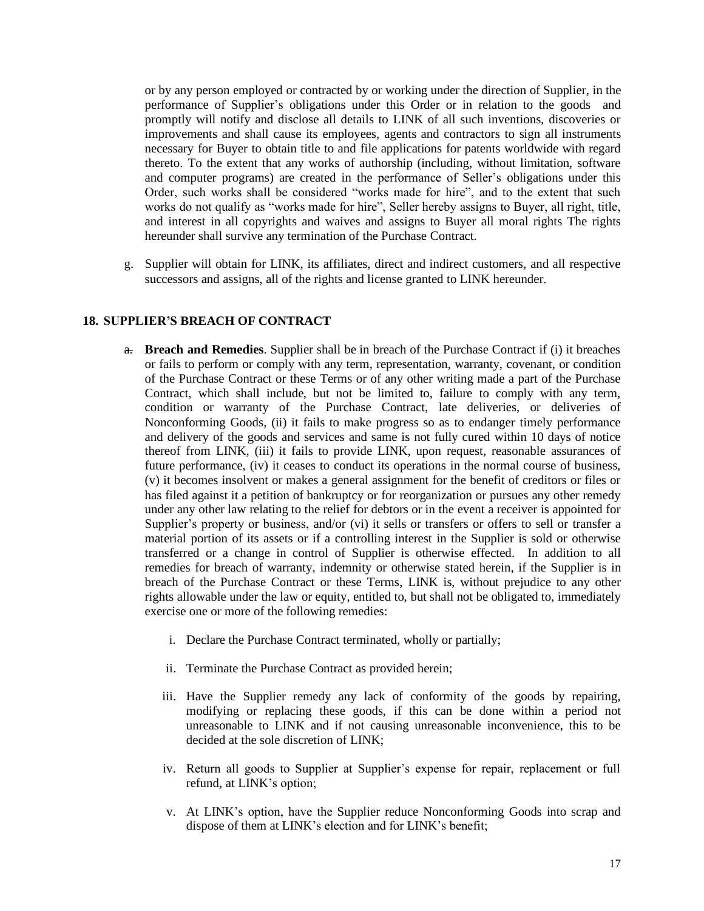or by any person employed or contracted by or working under the direction of Supplier, in the performance of Supplier's obligations under this Order or in relation to the goods and promptly will notify and disclose all details to LINK of all such inventions, discoveries or improvements and shall cause its employees, agents and contractors to sign all instruments necessary for Buyer to obtain title to and file applications for patents worldwide with regard thereto. To the extent that any works of authorship (including, without limitation, software and computer programs) are created in the performance of Seller's obligations under this Order, such works shall be considered "works made for hire", and to the extent that such works do not qualify as "works made for hire", Seller hereby assigns to Buyer, all right, title, and interest in all copyrights and waives and assigns to Buyer all moral rights The rights hereunder shall survive any termination of the Purchase Contract.

g. Supplier will obtain for LINK, its affiliates, direct and indirect customers, and all respective successors and assigns, all of the rights and license granted to LINK hereunder.

## 18. SUPPLIER'S BREACH OF CONTRACT

a. **Breach and Remedies**. Supplier shall be in breach of the Purchase Contract if (i) it breaches or fails to perform or comply with any term, representation, warranty, covenant, or condition of the Purchase Contract or these Terms or of any other writing made a part of the Purchase Contract, which shall include, but not be limited to, failure to comply with any term, condition or warranty of the Purchase Contract, late deliveries, or deliveries of Nonconforming Goods, (ii) it fails to make progress so as to endanger timely performance and delivery of the goods and services and same is not fully cured within 10 days of notice thereof from LINK, (iii) it fails to provide LINK, upon request, reasonable assurances of future performance, (iv) it ceases to conduct its operations in the normal course of business, (v) it becomes insolvent or makes a general assignment for the benefit of creditors or files or has filed against it a petition of bankruptcy or for reorganization or pursues any other remedy under any other law relating to the relief for debtors or in the event a receiver is appointed for Supplier's property or business, and/or (vi) it sells or transfers or offers to sell or transfer a material portion of its assets or if a controlling interest in the Supplier is sold or otherwise transferred or a change in control of Supplier is otherwise effected. In addition to all remedies for breach of warranty, indemnity or otherwise stated herein, if the Supplier is in breach of the Purchase Contract or these Terms, LINK is, without prejudice to any other rights allowable under the law or equity, entitled to, but shall not be obligated to, immediately exercise one or more of the following remedies:

   i. Declare the Purchase Contract terminated, wholly or partially;

   ii. Terminate the Purchase Contract as provided herein;

   iii. Have the Supplier remedy any lack of conformity of the goods by repairing, modifying or replacing these goods, if this can be done within a period not unreasonable to LINK and if not causing unreasonable inconvenience, this to be decided at the sole discretion of LINK;

   iv. Return all goods to Supplier at Supplier's expense for repair, replacement or full refund, at LINK's option;

   v. At LINK's option, have the Supplier reduce Nonconforming Goods into scrap and dispose of them at LINK's election and for LINK's benefit;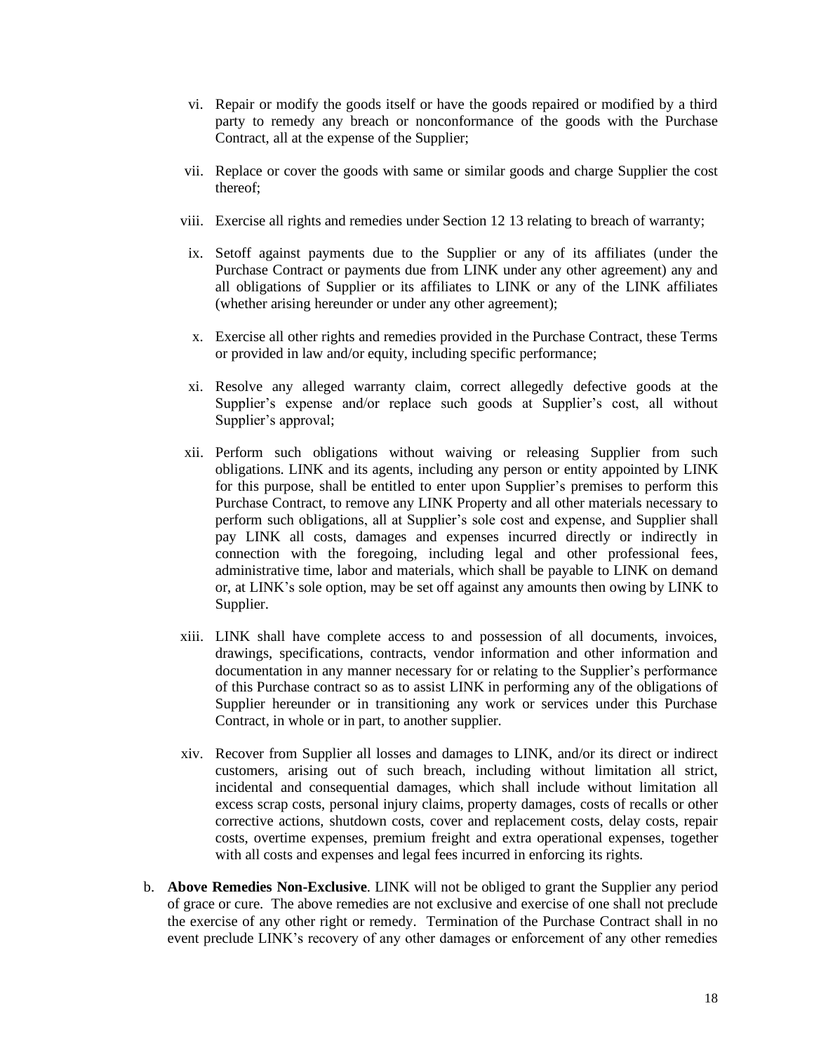vi. Repair or modify the goods itself or have the goods repaired or modified by a third party to remedy any breach or nonconformance of the goods with the Purchase Contract, all at the expense of the Supplier;

vii. Replace or cover the goods with same or similar goods and charge Supplier the cost thereof;

viii. Exercise all rights and remedies under Section 12 13 relating to breach of warranty;

ix. Setoff against payments due to the Supplier or any of its affiliates (under the Purchase Contract or payments due from LINK under any other agreement) any and all obligations of Supplier or its affiliates to LINK or any of the LINK affiliates (whether arising hereunder or under any other agreement);

x. Exercise all other rights and remedies provided in the Purchase Contract, these Terms or provided in law and/or equity, including specific performance;

xi. Resolve any alleged warranty claim, correct allegedly defective goods at the Supplier's expense and/or replace such goods at Supplier's cost, all without Supplier's approval;

xii. Perform such obligations without waiving or releasing Supplier from such obligations. LINK and its agents, including any person or entity appointed by LINK for this purpose, shall be entitled to enter upon Supplier's premises to perform this Purchase Contract, to remove any LINK Property and all other materials necessary to perform such obligations, all at Supplier's sole cost and expense, and Supplier shall pay LINK all costs, damages and expenses incurred directly or indirectly in connection with the foregoing, including legal and other professional fees, administrative time, labor and materials, which shall be payable to LINK on demand or, at LINK's sole option, may be set off against any amounts then owing by LINK to Supplier.

xiii. LINK shall have complete access to and possession of all documents, invoices, drawings, specifications, contracts, vendor information and other information and documentation in any manner necessary for or relating to the Supplier's performance of this Purchase contract so as to assist LINK in performing any of the obligations of Supplier hereunder or in transitioning any work or services under this Purchase Contract, in whole or in part, to another supplier.

xiv. Recover from Supplier all losses and damages to LINK, and/or its direct or indirect customers, arising out of such breach, including without limitation all strict, incidental and consequential damages, which shall include without limitation all excess scrap costs, personal injury claims, property damages, costs of recalls or other corrective actions, shutdown costs, cover and replacement costs, delay costs, repair costs, overtime expenses, premium freight and extra operational expenses, together with all costs and expenses and legal fees incurred in enforcing its rights.

b. **Above Remedies Non-Exclusive**. LINK will not be obliged to grant the Supplier any period of grace or cure. The above remedies are not exclusive and exercise of one shall not preclude the exercise of any other right or remedy. Termination of the Purchase Contract shall in no event preclude LINK's recovery of any other damages or enforcement of any other remedies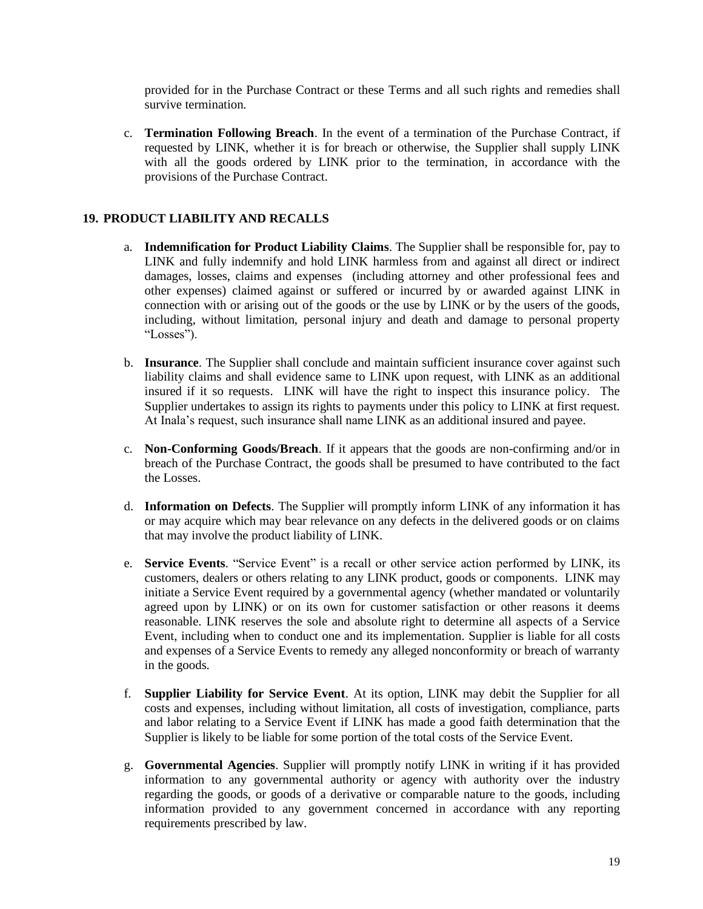provided for in the Purchase Contract or these Terms and all such rights and remedies shall survive termination.

c. **Termination Following Breach**. In the event of a termination of the Purchase Contract, if requested by LINK, whether it is for breach or otherwise, the Supplier shall supply LINK with all the goods ordered by LINK prior to the termination, in accordance with the provisions of the Purchase Contract.

## 19. PRODUCT LIABILITY AND RECALLS

a. **Indemnification for Product Liability Claims**. The Supplier shall be responsible for, pay to LINK and fully indemnify and hold LINK harmless from and against all direct or indirect damages, losses, claims and expenses (including attorney and other professional fees and other expenses) claimed against or suffered or incurred by or awarded against LINK in connection with or arising out of the goods or the use by LINK or by the users of the goods, including, without limitation, personal injury and death and damage to personal property "Losses").

b. **Insurance**. The Supplier shall conclude and maintain sufficient insurance cover against such liability claims and shall evidence same to LINK upon request, with LINK as an additional insured if it so requests. LINK will have the right to inspect this insurance policy. The Supplier undertakes to assign its rights to payments under this policy to LINK at first request. At Inala's request, such insurance shall name LINK as an additional insured and payee.

c. **Non-Conforming Goods/Breach**. If it appears that the goods are non-confirming and/or in breach of the Purchase Contract, the goods shall be presumed to have contributed to the fact the Losses.

d. **Information on Defects**. The Supplier will promptly inform LINK of any information it has or may acquire which may bear relevance on any defects in the delivered goods or on claims that may involve the product liability of LINK.

e. **Service Events**. "Service Event" is a recall or other service action performed by LINK, its customers, dealers or others relating to any LINK product, goods or components. LINK may initiate a Service Event required by a governmental agency (whether mandated or voluntarily agreed upon by LINK) or on its own for customer satisfaction or other reasons it deems reasonable. LINK reserves the sole and absolute right to determine all aspects of a Service Event, including when to conduct one and its implementation. Supplier is liable for all costs and expenses of a Service Events to remedy any alleged nonconformity or breach of warranty in the goods.

f. **Supplier Liability for Service Event**. At its option, LINK may debit the Supplier for all costs and expenses, including without limitation, all costs of investigation, compliance, parts and labor relating to a Service Event if LINK has made a good faith determination that the Supplier is likely to be liable for some portion of the total costs of the Service Event.

g. **Governmental Agencies**. Supplier will promptly notify LINK in writing if it has provided information to any governmental authority or agency with authority over the industry regarding the goods, or goods of a derivative or comparable nature to the goods, including information provided to any government concerned in accordance with any reporting requirements prescribed by law.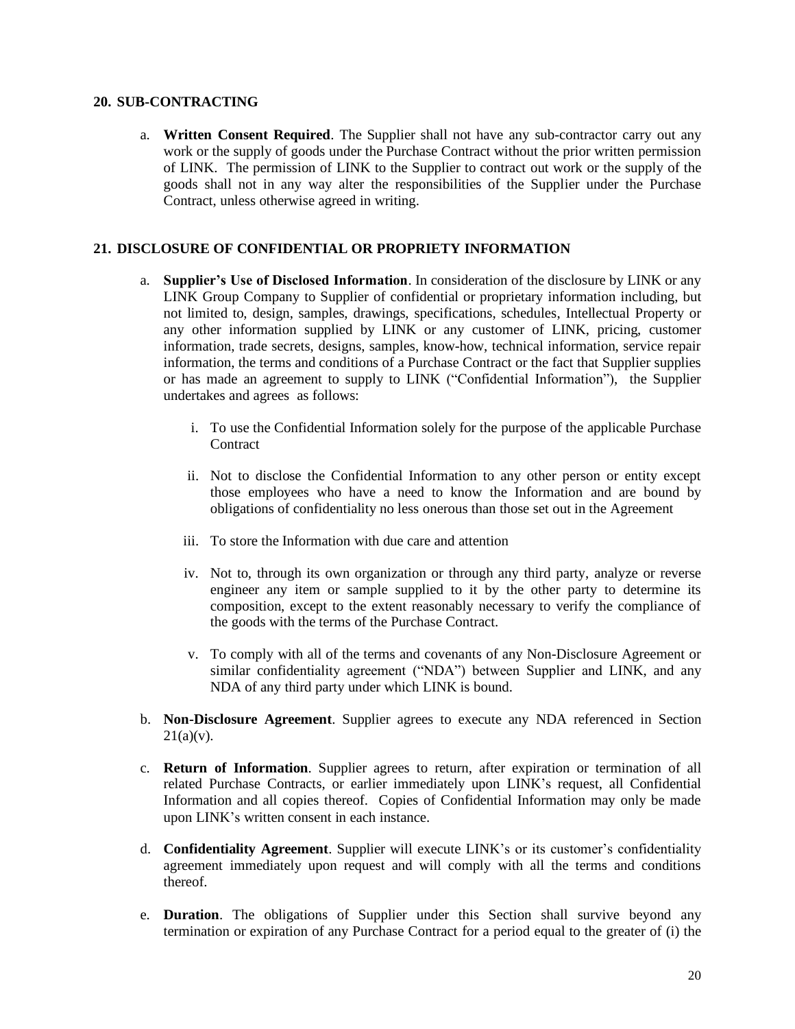## 20. SUB-CONTRACTING

a. **Written Consent Required**. The Supplier shall not have any sub-contractor carry out any work or the supply of goods under the Purchase Contract without the prior written permission of LINK. The permission of LINK to the Supplier to contract out work or the supply of the goods shall not in any way alter the responsibilities of the Supplier under the Purchase Contract, unless otherwise agreed in writing.

## 21. DISCLOSURE OF CONFIDENTIAL OR PROPRIETY INFORMATION

a. **Supplier's Use of Disclosed Information**. In consideration of the disclosure by LINK or any LINK Group Company to Supplier of confidential or proprietary information including, but not limited to, design, samples, drawings, specifications, schedules, Intellectual Property or any other information supplied by LINK or any customer of LINK, pricing, customer information, trade secrets, designs, samples, know-how, technical information, service repair information, the terms and conditions of a Purchase Contract or the fact that Supplier supplies or has made an agreement to supply to LINK ("Confidential Information"), the Supplier undertakes and agrees as follows:

   i. To use the Confidential Information solely for the purpose of the applicable Purchase Contract

   ii. Not to disclose the Confidential Information to any other person or entity except those employees who have a need to know the Information and are bound by obligations of confidentiality no less onerous than those set out in the Agreement

   iii. To store the Information with due care and attention

   iv. Not to, through its own organization or through any third party, analyze or reverse engineer any item or sample supplied to it by the other party to determine its composition, except to the extent reasonably necessary to verify the compliance of the goods with the terms of the Purchase Contract.

   v. To comply with all of the terms and covenants of any Non-Disclosure Agreement or similar confidentiality agreement ("NDA") between Supplier and LINK, and any NDA of any third party under which LINK is bound.

b. **Non-Disclosure Agreement**. Supplier agrees to execute any NDA referenced in Section 21(a)(v).

c. **Return of Information**. Supplier agrees to return, after expiration or termination of all related Purchase Contracts, or earlier immediately upon LINK's request, all Confidential Information and all copies thereof. Copies of Confidential Information may only be made upon LINK's written consent in each instance.

d. **Confidentiality Agreement**. Supplier will execute LINK's or its customer's confidentiality agreement immediately upon request and will comply with all the terms and conditions thereof.

e. **Duration**. The obligations of Supplier under this Section shall survive beyond any termination or expiration of any Purchase Contract for a period equal to the greater of (i) the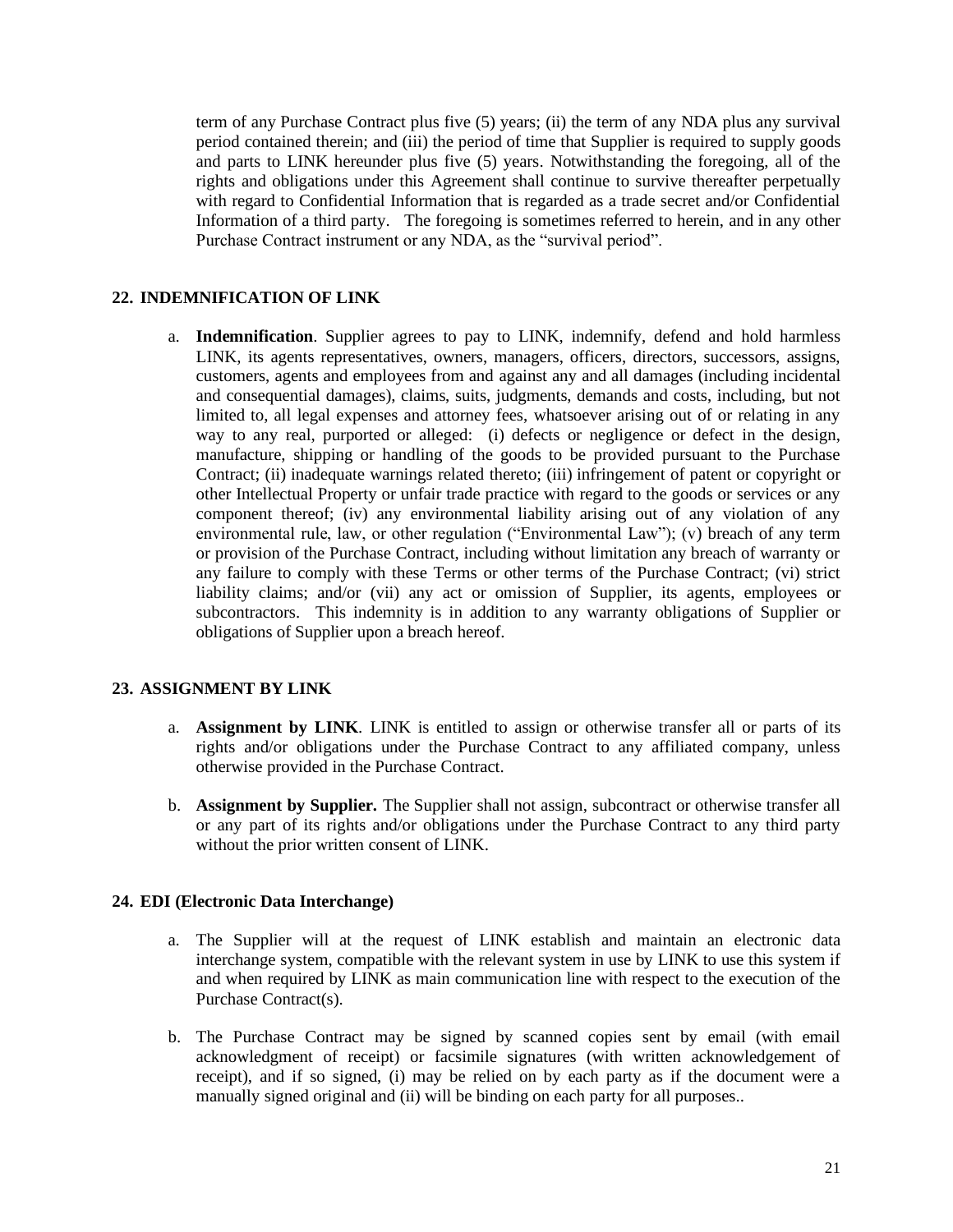term of any Purchase Contract plus five (5) years; (ii) the term of any NDA plus any survival period contained therein; and (iii) the period of time that Supplier is required to supply goods and parts to LINK hereunder plus five (5) years. Notwithstanding the foregoing, all of the rights and obligations under this Agreement shall continue to survive thereafter perpetually with regard to Confidential Information that is regarded as a trade secret and/or Confidential Information of a third party. The foregoing is sometimes referred to herein, and in any other Purchase Contract instrument or any NDA, as the "survival period".

## 22. INDEMNIFICATION OF LINK

a. **Indemnification**. Supplier agrees to pay to LINK, indemnify, defend and hold harmless LINK, its agents representatives, owners, managers, officers, directors, successors, assigns, customers, agents and employees from and against any and all damages (including incidental and consequential damages), claims, suits, judgments, demands and costs, including, but not limited to, all legal expenses and attorney fees, whatsoever arising out of or relating in any way to any real, purported or alleged: (i) defects or negligence or defect in the design, manufacture, shipping or handling of the goods to be provided pursuant to the Purchase Contract; (ii) inadequate warnings related thereto; (iii) infringement of patent or copyright or other Intellectual Property or unfair trade practice with regard to the goods or services or any component thereof; (iv) any environmental liability arising out of any violation of any environmental rule, law, or other regulation ("Environmental Law"); (v) breach of any term or provision of the Purchase Contract, including without limitation any breach of warranty or any failure to comply with these Terms or other terms of the Purchase Contract; (vi) strict liability claims; and/or (vii) any act or omission of Supplier, its agents, employees or subcontractors. This indemnity is in addition to any warranty obligations of Supplier or obligations of Supplier upon a breach hereof.

## 23. ASSIGNMENT BY LINK

a. **Assignment by LINK**. LINK is entitled to assign or otherwise transfer all or parts of its rights and/or obligations under the Purchase Contract to any affiliated company, unless otherwise provided in the Purchase Contract.

b. **Assignment by Supplier.** The Supplier shall not assign, subcontract or otherwise transfer all or any part of its rights and/or obligations under the Purchase Contract to any third party without the prior written consent of LINK.

## 24. EDI (Electronic Data Interchange)

a. The Supplier will at the request of LINK establish and maintain an electronic data interchange system, compatible with the relevant system in use by LINK to use this system if and when required by LINK as main communication line with respect to the execution of the Purchase Contract(s).

b. The Purchase Contract may be signed by scanned copies sent by email (with email acknowledgment of receipt) or facsimile signatures (with written acknowledgement of receipt), and if so signed, (i) may be relied on by each party as if the document were a manually signed original and (ii) will be binding on each party for all purposes..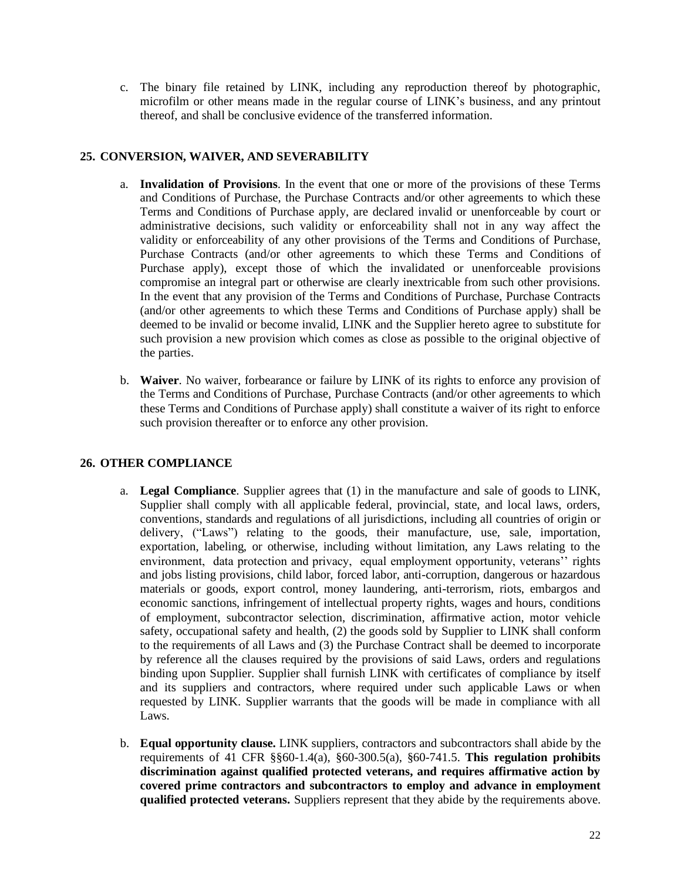c. The binary file retained by LINK, including any reproduction thereof by photographic, microfilm or other means made in the regular course of LINK's business, and any printout thereof, and shall be conclusive evidence of the transferred information.

## 25. CONVERSION, WAIVER, AND SEVERABILITY

a. **Invalidation of Provisions**. In the event that one or more of the provisions of these Terms and Conditions of Purchase, the Purchase Contracts and/or other agreements to which these Terms and Conditions of Purchase apply, are declared invalid or unenforceable by court or administrative decisions, such validity or enforceability shall not in any way affect the validity or enforceability of any other provisions of the Terms and Conditions of Purchase, Purchase Contracts (and/or other agreements to which these Terms and Conditions of Purchase apply), except those of which the invalidated or unenforceable provisions compromise an integral part or otherwise are clearly inextricable from such other provisions. In the event that any provision of the Terms and Conditions of Purchase, Purchase Contracts (and/or other agreements to which these Terms and Conditions of Purchase apply) shall be deemed to be invalid or become invalid, LINK and the Supplier hereto agree to substitute for such provision a new provision which comes as close as possible to the original objective of the parties.

b. **Waiver**. No waiver, forbearance or failure by LINK of its rights to enforce any provision of the Terms and Conditions of Purchase, Purchase Contracts (and/or other agreements to which these Terms and Conditions of Purchase apply) shall constitute a waiver of its right to enforce such provision thereafter or to enforce any other provision.

## 26. OTHER COMPLIANCE

a. **Legal Compliance**. Supplier agrees that (1) in the manufacture and sale of goods to LINK, Supplier shall comply with all applicable federal, provincial, state, and local laws, orders, conventions, standards and regulations of all jurisdictions, including all countries of origin or delivery, ("Laws") relating to the goods, their manufacture, use, sale, importation, exportation, labeling, or otherwise, including without limitation, any Laws relating to the environment, data protection and privacy, equal employment opportunity, veterans'' rights and jobs listing provisions, child labor, forced labor, anti-corruption, dangerous or hazardous materials or goods, export control, money laundering, anti-terrorism, riots, embargos and economic sanctions, infringement of intellectual property rights, wages and hours, conditions of employment, subcontractor selection, discrimination, affirmative action, motor vehicle safety, occupational safety and health, (2) the goods sold by Supplier to LINK shall conform to the requirements of all Laws and (3) the Purchase Contract shall be deemed to incorporate by reference all the clauses required by the provisions of said Laws, orders and regulations binding upon Supplier. Supplier shall furnish LINK with certificates of compliance by itself and its suppliers and contractors, where required under such applicable Laws or when requested by LINK. Supplier warrants that the goods will be made in compliance with all Laws.

b. **Equal opportunity clause.** LINK suppliers, contractors and subcontractors shall abide by the requirements of 41 CFR §§60-1.4(a), §60-300.5(a), §60-741.5. **This regulation prohibits discrimination against qualified protected veterans, and requires affirmative action by covered prime contractors and subcontractors to employ and advance in employment qualified protected veterans.** Suppliers represent that they abide by the requirements above.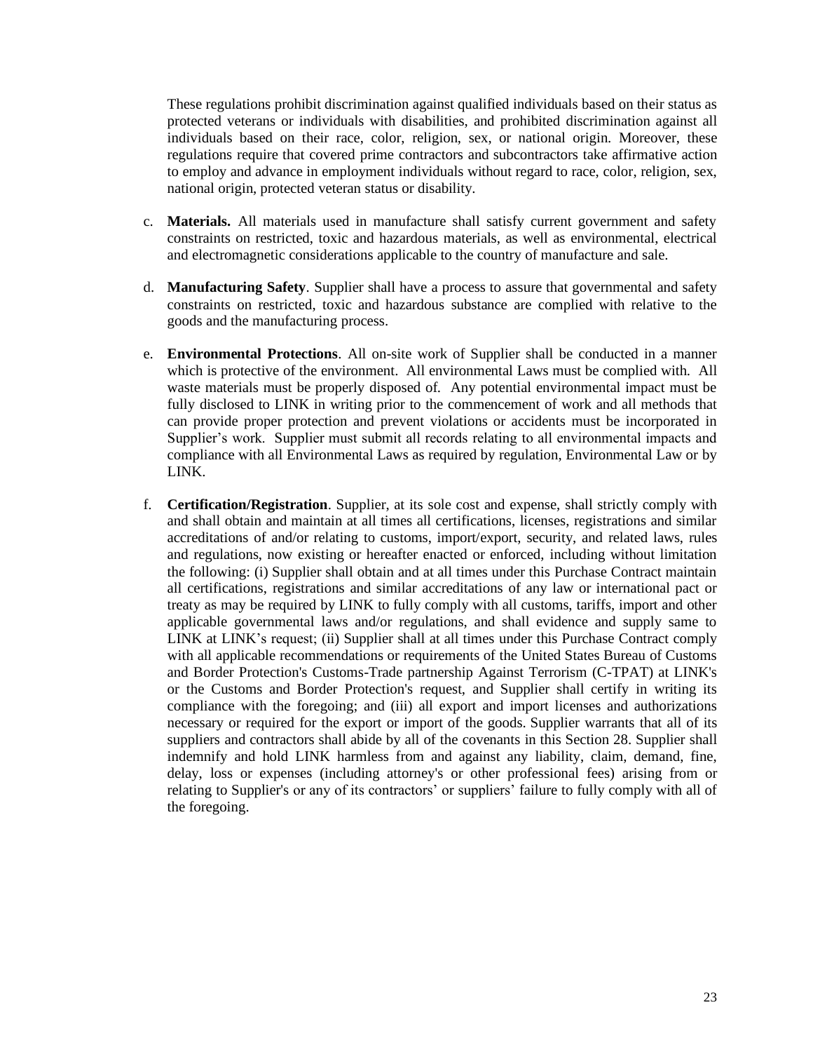These regulations prohibit discrimination against qualified individuals based on their status as protected veterans or individuals with disabilities, and prohibited discrimination against all individuals based on their race, color, religion, sex, or national origin. Moreover, these regulations require that covered prime contractors and subcontractors take affirmative action to employ and advance in employment individuals without regard to race, color, religion, sex, national origin, protected veteran status or disability.

c. **Materials.** All materials used in manufacture shall satisfy current government and safety constraints on restricted, toxic and hazardous materials, as well as environmental, electrical and electromagnetic considerations applicable to the country of manufacture and sale.

d. **Manufacturing Safety**. Supplier shall have a process to assure that governmental and safety constraints on restricted, toxic and hazardous substance are complied with relative to the goods and the manufacturing process.

e. **Environmental Protections**. All on-site work of Supplier shall be conducted in a manner which is protective of the environment. All environmental Laws must be complied with. All waste materials must be properly disposed of. Any potential environmental impact must be fully disclosed to LINK in writing prior to the commencement of work and all methods that can provide proper protection and prevent violations or accidents must be incorporated in Supplier's work. Supplier must submit all records relating to all environmental impacts and compliance with all Environmental Laws as required by regulation, Environmental Law or by LINK.

f. **Certification/Registration**. Supplier, at its sole cost and expense, shall strictly comply with and shall obtain and maintain at all times all certifications, licenses, registrations and similar accreditations of and/or relating to customs, import/export, security, and related laws, rules and regulations, now existing or hereafter enacted or enforced, including without limitation the following: (i) Supplier shall obtain and at all times under this Purchase Contract maintain all certifications, registrations and similar accreditations of any law or international pact or treaty as may be required by LINK to fully comply with all customs, tariffs, import and other applicable governmental laws and/or regulations, and shall evidence and supply same to LINK at LINK's request; (ii) Supplier shall at all times under this Purchase Contract comply with all applicable recommendations or requirements of the United States Bureau of Customs and Border Protection's Customs-Trade partnership Against Terrorism (C-TPAT) at LINK's or the Customs and Border Protection's request, and Supplier shall certify in writing its compliance with the foregoing; and (iii) all export and import licenses and authorizations necessary or required for the export or import of the goods. Supplier warrants that all of its suppliers and contractors shall abide by all of the covenants in this Section 28. Supplier shall indemnify and hold LINK harmless from and against any liability, claim, demand, fine, delay, loss or expenses (including attorney's or other professional fees) arising from or relating to Supplier's or any of its contractors' or suppliers' failure to fully comply with all of the foregoing.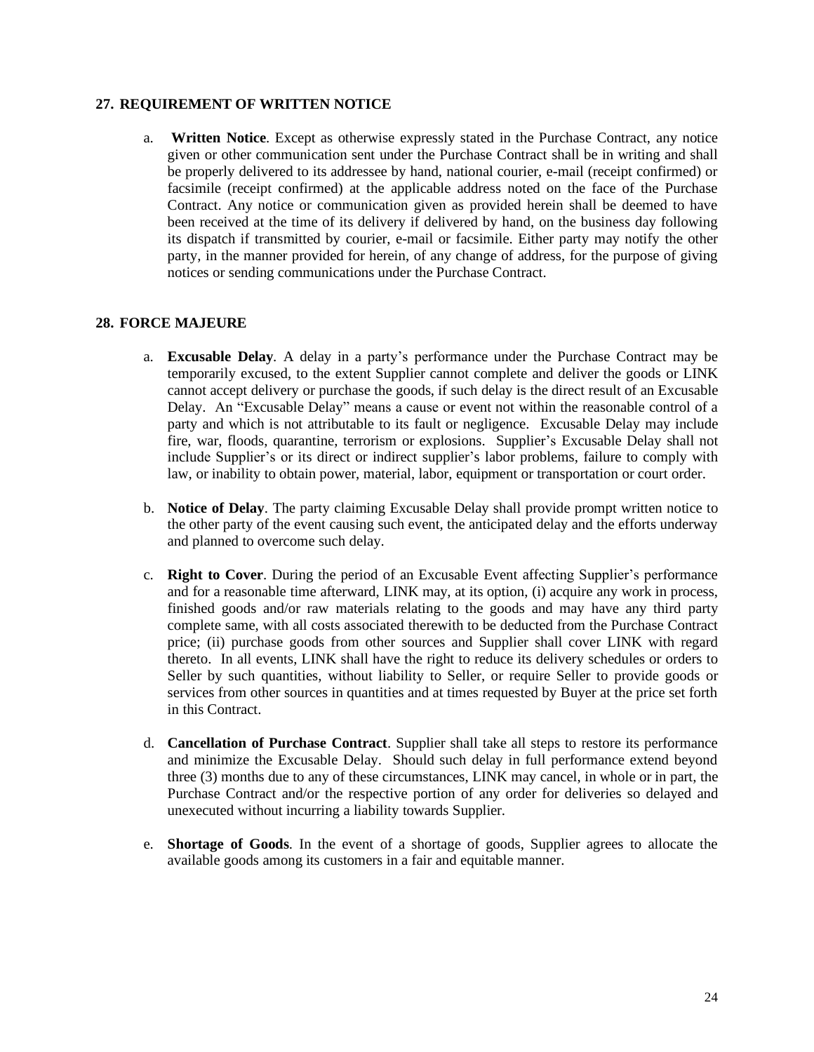## 27. REQUIREMENT OF WRITTEN NOTICE

a. **Written Notice**. Except as otherwise expressly stated in the Purchase Contract, any notice given or other communication sent under the Purchase Contract shall be in writing and shall be properly delivered to its addressee by hand, national courier, e-mail (receipt confirmed) or facsimile (receipt confirmed) at the applicable address noted on the face of the Purchase Contract. Any notice or communication given as provided herein shall be deemed to have been received at the time of its delivery if delivered by hand, on the business day following its dispatch if transmitted by courier, e-mail or facsimile. Either party may notify the other party, in the manner provided for herein, of any change of address, for the purpose of giving notices or sending communications under the Purchase Contract.

## 28. FORCE MAJEURE

a. **Excusable Delay**. A delay in a party's performance under the Purchase Contract may be temporarily excused, to the extent Supplier cannot complete and deliver the goods or LINK cannot accept delivery or purchase the goods, if such delay is the direct result of an Excusable Delay. An "Excusable Delay" means a cause or event not within the reasonable control of a party and which is not attributable to its fault or negligence. Excusable Delay may include fire, war, floods, quarantine, terrorism or explosions. Supplier's Excusable Delay shall not include Supplier's or its direct or indirect supplier's labor problems, failure to comply with law, or inability to obtain power, material, labor, equipment or transportation or court order.

b. **Notice of Delay**. The party claiming Excusable Delay shall provide prompt written notice to the other party of the event causing such event, the anticipated delay and the efforts underway and planned to overcome such delay.

c. **Right to Cover**. During the period of an Excusable Event affecting Supplier's performance and for a reasonable time afterward, LINK may, at its option, (i) acquire any work in process, finished goods and/or raw materials relating to the goods and may have any third party complete same, with all costs associated therewith to be deducted from the Purchase Contract price; (ii) purchase goods from other sources and Supplier shall cover LINK with regard thereto. In all events, LINK shall have the right to reduce its delivery schedules or orders to Seller by such quantities, without liability to Seller, or require Seller to provide goods or services from other sources in quantities and at times requested by Buyer at the price set forth in this Contract.

d. **Cancellation of Purchase Contract**. Supplier shall take all steps to restore its performance and minimize the Excusable Delay. Should such delay in full performance extend beyond three (3) months due to any of these circumstances, LINK may cancel, in whole or in part, the Purchase Contract and/or the respective portion of any order for deliveries so delayed and unexecuted without incurring a liability towards Supplier.

e. **Shortage of Goods**. In the event of a shortage of goods, Supplier agrees to allocate the available goods among its customers in a fair and equitable manner.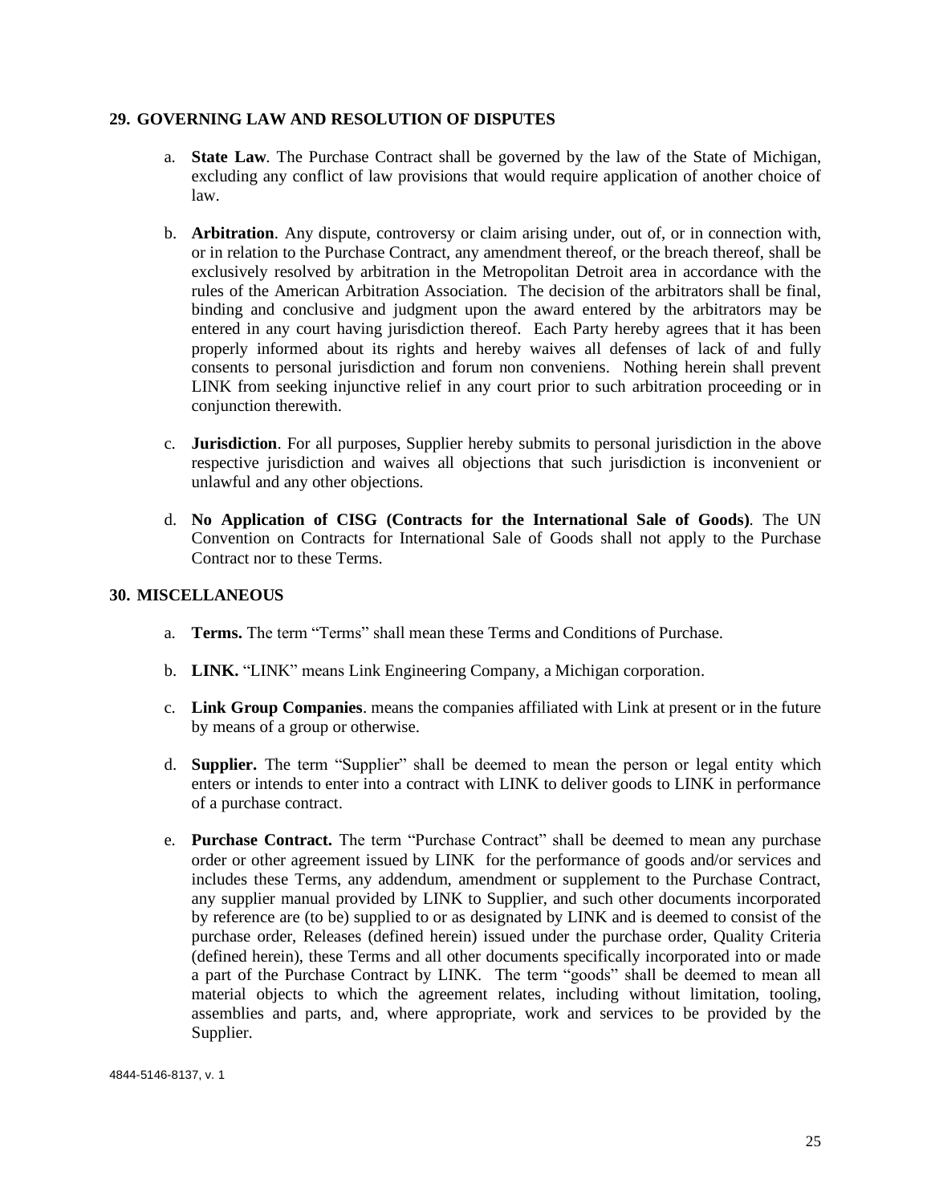## 29. GOVERNING LAW AND RESOLUTION OF DISPUTES

a. **State Law**. The Purchase Contract shall be governed by the law of the State of Michigan, excluding any conflict of law provisions that would require application of another choice of law.

b. **Arbitration**. Any dispute, controversy or claim arising under, out of, or in connection with, or in relation to the Purchase Contract, any amendment thereof, or the breach thereof, shall be exclusively resolved by arbitration in the Metropolitan Detroit area in accordance with the rules of the American Arbitration Association. The decision of the arbitrators shall be final, binding and conclusive and judgment upon the award entered by the arbitrators may be entered in any court having jurisdiction thereof. Each Party hereby agrees that it has been properly informed about its rights and hereby waives all defenses of lack of and fully consents to personal jurisdiction and forum non conveniens. Nothing herein shall prevent LINK from seeking injunctive relief in any court prior to such arbitration proceeding or in conjunction therewith.

c. **Jurisdiction**. For all purposes, Supplier hereby submits to personal jurisdiction in the above respective jurisdiction and waives all objections that such jurisdiction is inconvenient or unlawful and any other objections.

d. **No Application of CISG (Contracts for the International Sale of Goods)**. The UN Convention on Contracts for International Sale of Goods shall not apply to the Purchase Contract nor to these Terms.

## 30. MISCELLANEOUS

a. **Terms.** The term "Terms" shall mean these Terms and Conditions of Purchase.

b. **LINK.** "LINK" means Link Engineering Company, a Michigan corporation.

c. **Link Group Companies**. means the companies affiliated with Link at present or in the future by means of a group or otherwise.

d. **Supplier.** The term "Supplier" shall be deemed to mean the person or legal entity which enters or intends to enter into a contract with LINK to deliver goods to LINK in performance of a purchase contract.

e. **Purchase Contract.** The term "Purchase Contract" shall be deemed to mean any purchase order or other agreement issued by LINK for the performance of goods and/or services and includes these Terms, any addendum, amendment or supplement to the Purchase Contract, any supplier manual provided by LINK to Supplier, and such other documents incorporated by reference are (to be) supplied to or as designated by LINK and is deemed to consist of the purchase order, Releases (defined herein) issued under the purchase order, Quality Criteria (defined herein), these Terms and all other documents specifically incorporated into or made a part of the Purchase Contract by LINK. The term "goods" shall be deemed to mean all material objects to which the agreement relates, including without limitation, tooling, assemblies and parts, and, where appropriate, work and services to be provided by the Supplier.

4844-5146-8137, v. 1